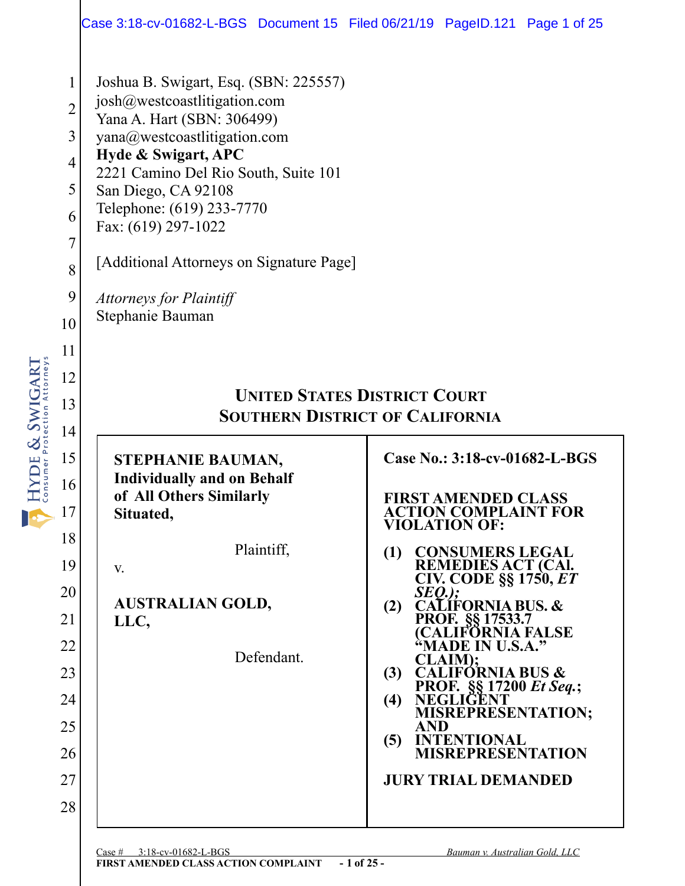Joshua B. Swigart, Esq. (SBN: 225557)
josh@westcoastlitigation.com
Yana A. Hart (SBN: 306499)
yana@westcoastlitigation.com
**Hyde & Swigart, APC**
2221 Camino Del Rio South, Suite 101
San Diego, CA 92108
Telephone: (619) 233-7770
Fax: (619) 297-1022

[Additional Attorneys on Signature Page]

*Attorneys for Plaintiff*
Stephanie Bauman

## UNITED STATES DISTRICT COURT
## SOUTHERN DISTRICT OF CALIFORNIA

| | |
|---|---|
| **STEPHANIE BAUMAN, Individually and on Behalf of All Others Similarly Situated,**<br><br>Plaintiff,<br><br>v.<br><br>**AUSTRALIAN GOLD, LLC,**<br><br>Defendant. | **Case No.: 3:18-cv-01682-L-BGS**<br><br>**FIRST AMENDED CLASS ACTION COMPLAINT FOR VIOLATION OF:**<br><br>**(1) CONSUMERS LEGAL REMEDIES ACT (CAl. CIV. CODE §§ 1750, *ET SEQ.*);**<br>**(2) CALIFORNIA BUS. & PROF. §§ 17533.7 (CALIFORNIA FALSE "MADE IN U.S.A." CLAIM);**<br>**(3) CALIFORNIA BUS & PROF. §§ 17200 *Et Seq.*;**<br>**(4) NEGLIGENT MISREPRESENTATION; AND**<br>**(5) INTENTIONAL MISREPRESENTATION**<br><br>**JURY TRIAL DEMANDED** |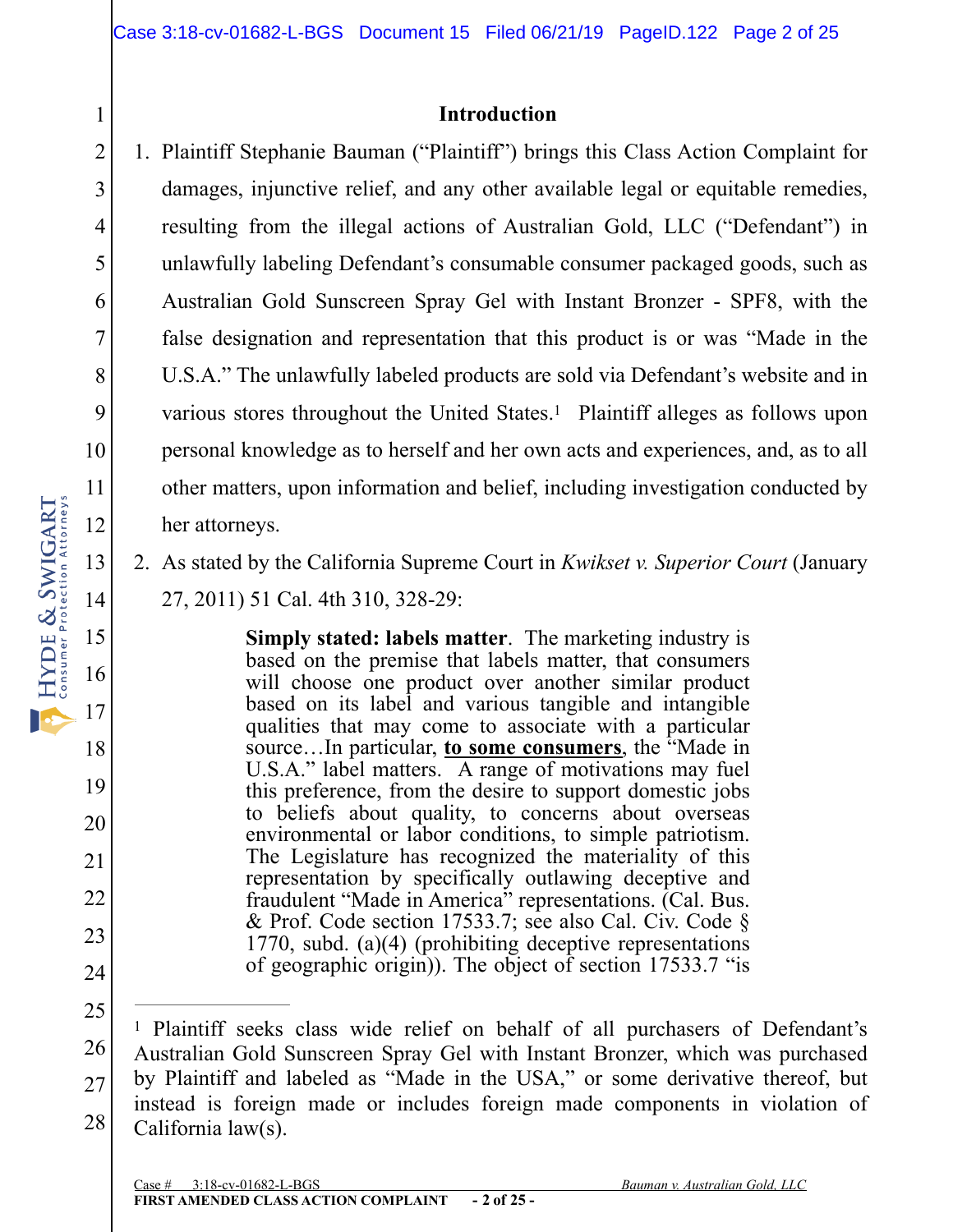## Introduction

1. Plaintiff Stephanie Bauman ("Plaintiff") brings this Class Action Complaint for damages, injunctive relief, and any other available legal or equitable remedies, resulting from the illegal actions of Australian Gold, LLC ("Defendant") in unlawfully labeling Defendant's consumable consumer packaged goods, such as Australian Gold Sunscreen Spray Gel with Instant Bronzer - SPF8, with the false designation and representation that this product is or was "Made in the U.S.A." The unlawfully labeled products are sold via Defendant's website and in various stores throughout the United States.[1] Plaintiff alleges as follows upon personal knowledge as to herself and her own acts and experiences, and, as to all other matters, upon information and belief, including investigation conducted by her attorneys.

2. As stated by the California Supreme Court in *Kwikset v. Superior Court* (January 27, 2011) 51 Cal. 4th 310, 328-29:

> **Simply stated: labels matter**. The marketing industry is based on the premise that labels matter, that consumers will choose one product over another similar product based on its label and various tangible and intangible qualities that may come to associate with a particular source…In particular, **<u>to some consumers</u>**, the "Made in U.S.A." label matters. A range of motivations may fuel this preference, from the desire to support domestic jobs to beliefs about quality, to concerns about overseas environmental or labor conditions, to simple patriotism. The Legislature has recognized the materiality of this representation by specifically outlawing deceptive and fraudulent "Made in America" representations. (Cal. Bus. & Prof. Code section 17533.7; see also Cal. Civ. Code § 1770, subd. (a)(4) (prohibiting deceptive representations of geographic origin)). The object of section 17533.7 "is

---

[1] Plaintiff seeks class wide relief on behalf of all purchasers of Defendant's Australian Gold Sunscreen Spray Gel with Instant Bronzer, which was purchased by Plaintiff and labeled as "Made in the USA," or some derivative thereof, but instead is foreign made or includes foreign made components in violation of California law(s).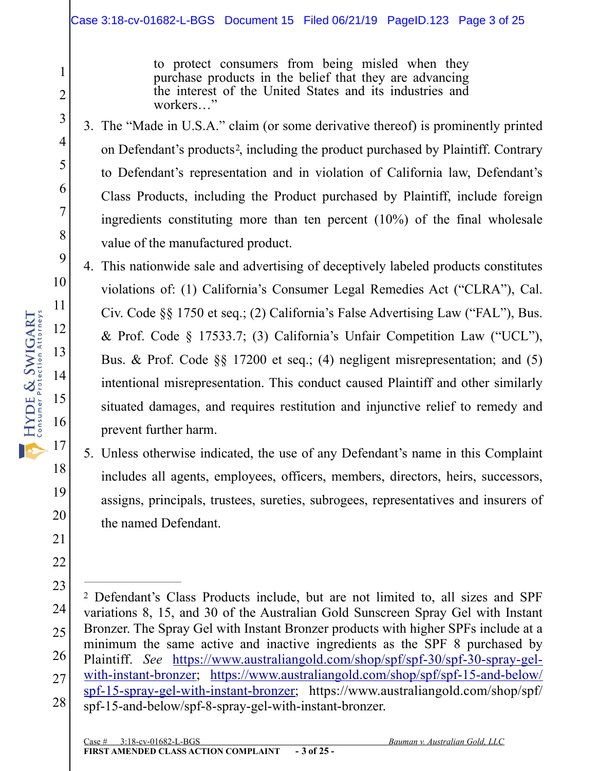> to protect consumers from being misled when they purchase products in the belief that they are advancing the interest of the United States and its industries and workers…"

3. The "Made in U.S.A." claim (or some derivative thereof) is prominently printed on Defendant's products[2], including the product purchased by Plaintiff. Contrary to Defendant's representation and in violation of California law, Defendant's Class Products, including the Product purchased by Plaintiff, include foreign ingredients constituting more than ten percent (10%) of the final wholesale value of the manufactured product.

4. This nationwide sale and advertising of deceptively labeled products constitutes violations of: (1) California's Consumer Legal Remedies Act ("CLRA"), Cal. Civ. Code §§ 1750 et seq.; (2) California's False Advertising Law ("FAL"), Bus. & Prof. Code § 17533.7; (3) California's Unfair Competition Law ("UCL"), Bus. & Prof. Code §§ 17200 et seq.; (4) negligent misrepresentation; and (5) intentional misrepresentation. This conduct caused Plaintiff and other similarly situated damages, and requires restitution and injunctive relief to remedy and prevent further harm.

5. Unless otherwise indicated, the use of any Defendant's name in this Complaint includes all agents, employees, officers, members, directors, heirs, successors, assigns, principals, trustees, sureties, subrogees, representatives and insurers of the named Defendant.

---

[2] Defendant's Class Products include, but are not limited to, all sizes and SPF variations 8, 15, and 30 of the Australian Gold Sunscreen Spray Gel with Instant Bronzer. The Spray Gel with Instant Bronzer products with higher SPFs include at a minimum the same active and inactive ingredients as the SPF 8 purchased by Plaintiff. *See* https://www.australiangold.com/shop/spf/spf-30/spf-30-spray-gel-with-instant-bronzer; https://www.australiangold.com/shop/spf/spf-15-and-below/spf-15-spray-gel-with-instant-bronzer; https://www.australiangold.com/shop/spf/spf-15-and-below/spf-8-spray-gel-with-instant-bronzer.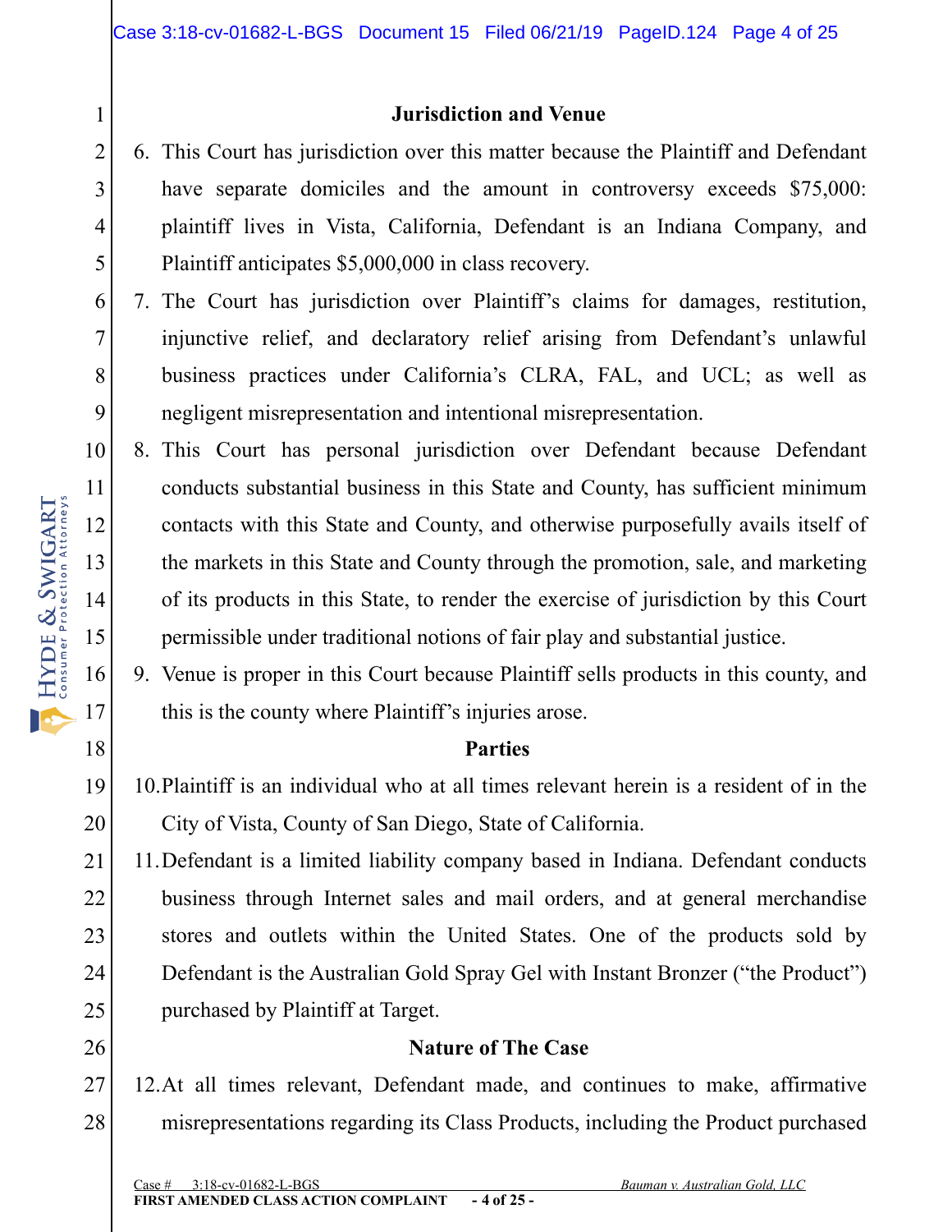## Jurisdiction and Venue

6. This Court has jurisdiction over this matter because the Plaintiff and Defendant have separate domiciles and the amount in controversy exceeds $75,000: plaintiff lives in Vista, California, Defendant is an Indiana Company, and Plaintiff anticipates $5,000,000 in class recovery.
7. The Court has jurisdiction over Plaintiff's claims for damages, restitution, injunctive relief, and declaratory relief arising from Defendant's unlawful business practices under California's CLRA, FAL, and UCL; as well as negligent misrepresentation and intentional misrepresentation.
8. This Court has personal jurisdiction over Defendant because Defendant conducts substantial business in this State and County, has sufficient minimum contacts with this State and County, and otherwise purposefully avails itself of the markets in this State and County through the promotion, sale, and marketing of its products in this State, to render the exercise of jurisdiction by this Court permissible under traditional notions of fair play and substantial justice.
9. Venue is proper in this Court because Plaintiff sells products in this county, and this is the county where Plaintiff's injuries arose.

## Parties

10. Plaintiff is an individual who at all times relevant herein is a resident of in the City of Vista, County of San Diego, State of California.
11. Defendant is a limited liability company based in Indiana. Defendant conducts business through Internet sales and mail orders, and at general merchandise stores and outlets within the United States. One of the products sold by Defendant is the Australian Gold Spray Gel with Instant Bronzer ("the Product") purchased by Plaintiff at Target.

## Nature of The Case

12. At all times relevant, Defendant made, and continues to make, affirmative misrepresentations regarding its Class Products, including the Product purchased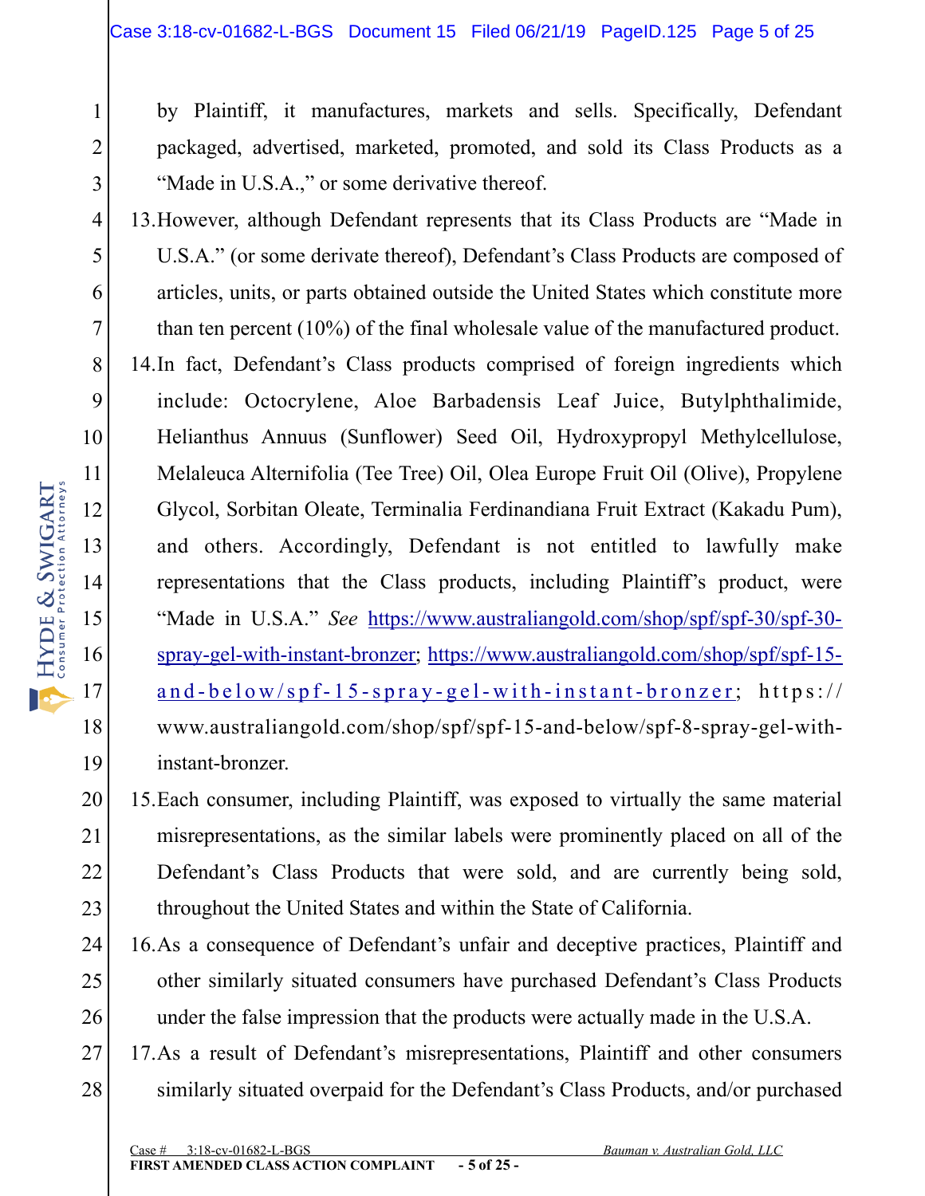by Plaintiff, it manufactures, markets and sells. Specifically, Defendant packaged, advertised, marketed, promoted, and sold its Class Products as a "Made in U.S.A.," or some derivative thereof.

13. However, although Defendant represents that its Class Products are "Made in U.S.A." (or some derivate thereof), Defendant's Class Products are composed of articles, units, or parts obtained outside the United States which constitute more than ten percent (10%) of the final wholesale value of the manufactured product.

14. In fact, Defendant's Class products comprised of foreign ingredients which include: Octocrylene, Aloe Barbadensis Leaf Juice, Butylphthalimide, Helianthus Annuus (Sunflower) Seed Oil, Hydroxypropyl Methylcellulose, Melaleuca Alternifolia (Tee Tree) Oil, Olea Europe Fruit Oil (Olive), Propylene Glycol, Sorbitan Oleate, Terminalia Ferdinandiana Fruit Extract (Kakadu Pum), and others. Accordingly, Defendant is not entitled to lawfully make representations that the Class products, including Plaintiff's product, were "Made in U.S.A." *See* https://www.australiangold.com/shop/spf/spf-30/spf-30-spray-gel-with-instant-bronzer; https://www.australiangold.com/shop/spf/spf-15-and-below/spf-15-spray-gel-with-instant-bronzer; https://www.australiangold.com/shop/spf/spf-15-and-below/spf-8-spray-gel-with-instant-bronzer.

15. Each consumer, including Plaintiff, was exposed to virtually the same material misrepresentations, as the similar labels were prominently placed on all of the Defendant's Class Products that were sold, and are currently being sold, throughout the United States and within the State of California.

16. As a consequence of Defendant's unfair and deceptive practices, Plaintiff and other similarly situated consumers have purchased Defendant's Class Products under the false impression that the products were actually made in the U.S.A.

17. As a result of Defendant's misrepresentations, Plaintiff and other consumers similarly situated overpaid for the Defendant's Class Products, and/or purchased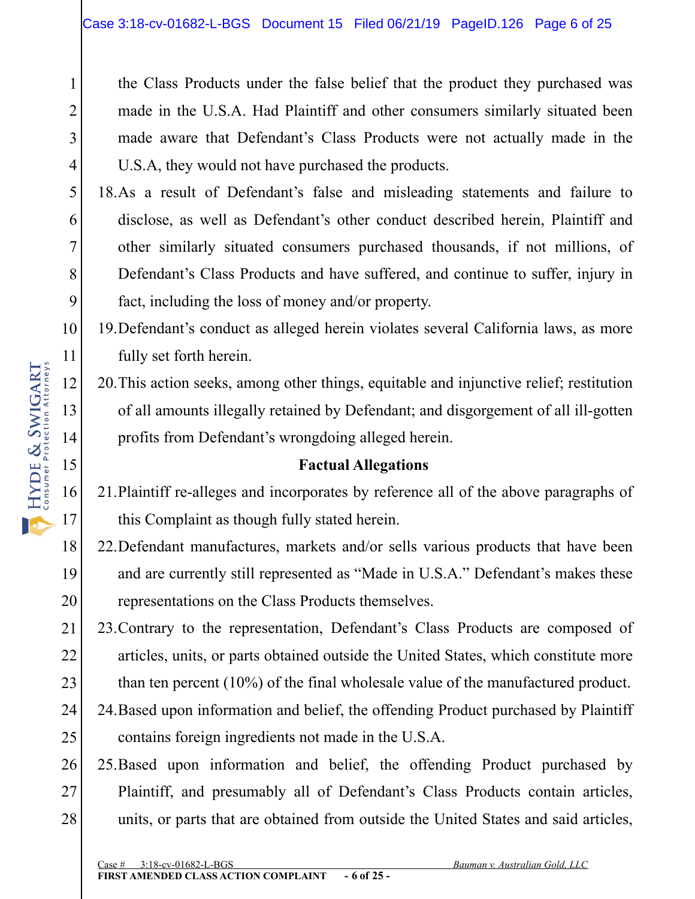the Class Products under the false belief that the product they purchased was made in the U.S.A. Had Plaintiff and other consumers similarly situated been made aware that Defendant's Class Products were not actually made in the U.S.A, they would not have purchased the products.

18. As a result of Defendant's false and misleading statements and failure to disclose, as well as Defendant's other conduct described herein, Plaintiff and other similarly situated consumers purchased thousands, if not millions, of Defendant's Class Products and have suffered, and continue to suffer, injury in fact, including the loss of money and/or property.

19. Defendant's conduct as alleged herein violates several California laws, as more fully set forth herein.

20. This action seeks, among other things, equitable and injunctive relief; restitution of all amounts illegally retained by Defendant; and disgorgement of all ill-gotten profits from Defendant's wrongdoing alleged herein.

## Factual Allegations

21. Plaintiff re-alleges and incorporates by reference all of the above paragraphs of this Complaint as though fully stated herein.

22. Defendant manufactures, markets and/or sells various products that have been and are currently still represented as "Made in U.S.A." Defendant's makes these representations on the Class Products themselves.

23. Contrary to the representation, Defendant's Class Products are composed of articles, units, or parts obtained outside the United States, which constitute more than ten percent (10%) of the final wholesale value of the manufactured product.

24. Based upon information and belief, the offending Product purchased by Plaintiff contains foreign ingredients not made in the U.S.A.

25. Based upon information and belief, the offending Product purchased by Plaintiff, and presumably all of Defendant's Class Products contain articles, units, or parts that are obtained from outside the United States and said articles,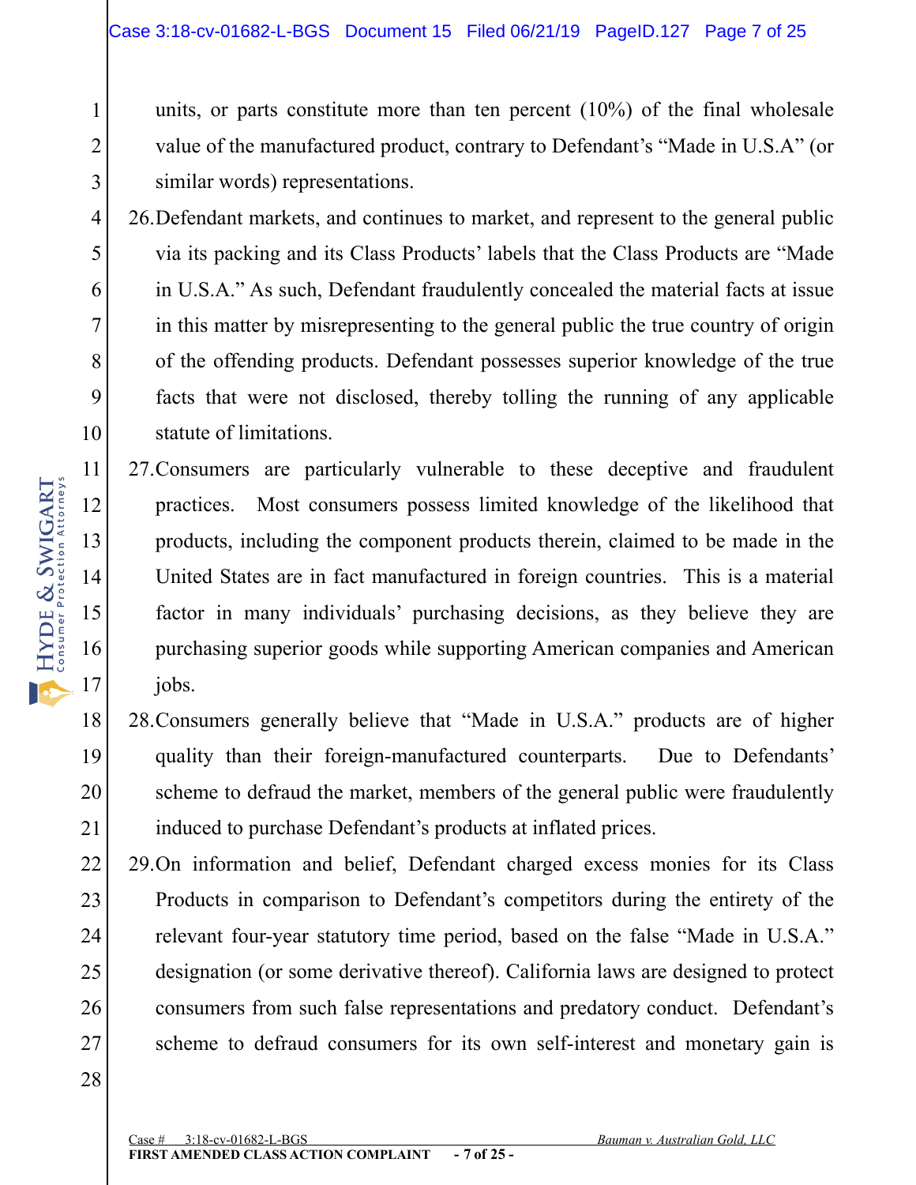units, or parts constitute more than ten percent (10%) of the final wholesale value of the manufactured product, contrary to Defendant's "Made in U.S.A" (or similar words) representations.

26. Defendant markets, and continues to market, and represent to the general public via its packing and its Class Products' labels that the Class Products are "Made in U.S.A." As such, Defendant fraudulently concealed the material facts at issue in this matter by misrepresenting to the general public the true country of origin of the offending products. Defendant possesses superior knowledge of the true facts that were not disclosed, thereby tolling the running of any applicable statute of limitations.

27. Consumers are particularly vulnerable to these deceptive and fraudulent practices. Most consumers possess limited knowledge of the likelihood that products, including the component products therein, claimed to be made in the United States are in fact manufactured in foreign countries. This is a material factor in many individuals' purchasing decisions, as they believe they are purchasing superior goods while supporting American companies and American jobs.

28. Consumers generally believe that "Made in U.S.A." products are of higher quality than their foreign-manufactured counterparts. Due to Defendants' scheme to defraud the market, members of the general public were fraudulently induced to purchase Defendant's products at inflated prices.

29. On information and belief, Defendant charged excess monies for its Class Products in comparison to Defendant's competitors during the entirety of the relevant four-year statutory time period, based on the false "Made in U.S.A." designation (or some derivative thereof). California laws are designed to protect consumers from such false representations and predatory conduct. Defendant's scheme to defraud consumers for its own self-interest and monetary gain is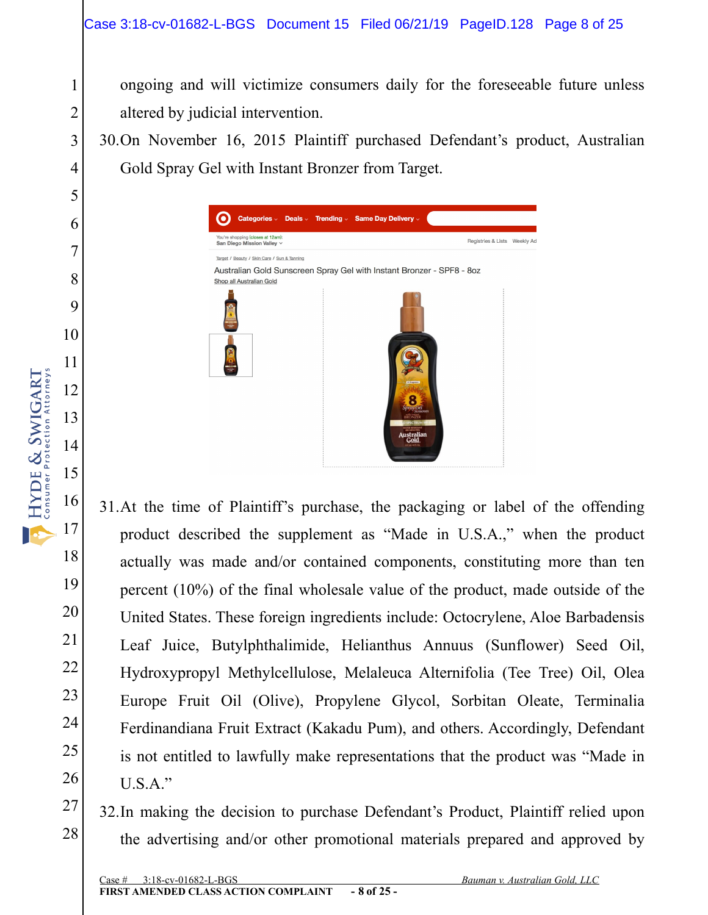ongoing and will victimize consumers daily for the foreseeable future unless altered by judicial intervention.

30. On November 16, 2015 Plaintiff purchased Defendant's product, Australian Gold Spray Gel with Instant Bronzer from Target.

31. At the time of Plaintiff's purchase, the packaging or label of the offending product described the supplement as "Made in U.S.A.," when the product actually was made and/or contained components, constituting more than ten percent (10%) of the final wholesale value of the product, made outside of the United States. These foreign ingredients include: Octocrylene, Aloe Barbadensis Leaf Juice, Butylphthalimide, Helianthus Annuus (Sunflower) Seed Oil, Hydroxypropyl Methylcellulose, Melaleuca Alternifolia (Tee Tree) Oil, Olea Europe Fruit Oil (Olive), Propylene Glycol, Sorbitan Oleate, Terminalia Ferdinandiana Fruit Extract (Kakadu Pum), and others. Accordingly, Defendant is not entitled to lawfully make representations that the product was "Made in U.S.A."

32. In making the decision to purchase Defendant's Product, Plaintiff relied upon the advertising and/or other promotional materials prepared and approved by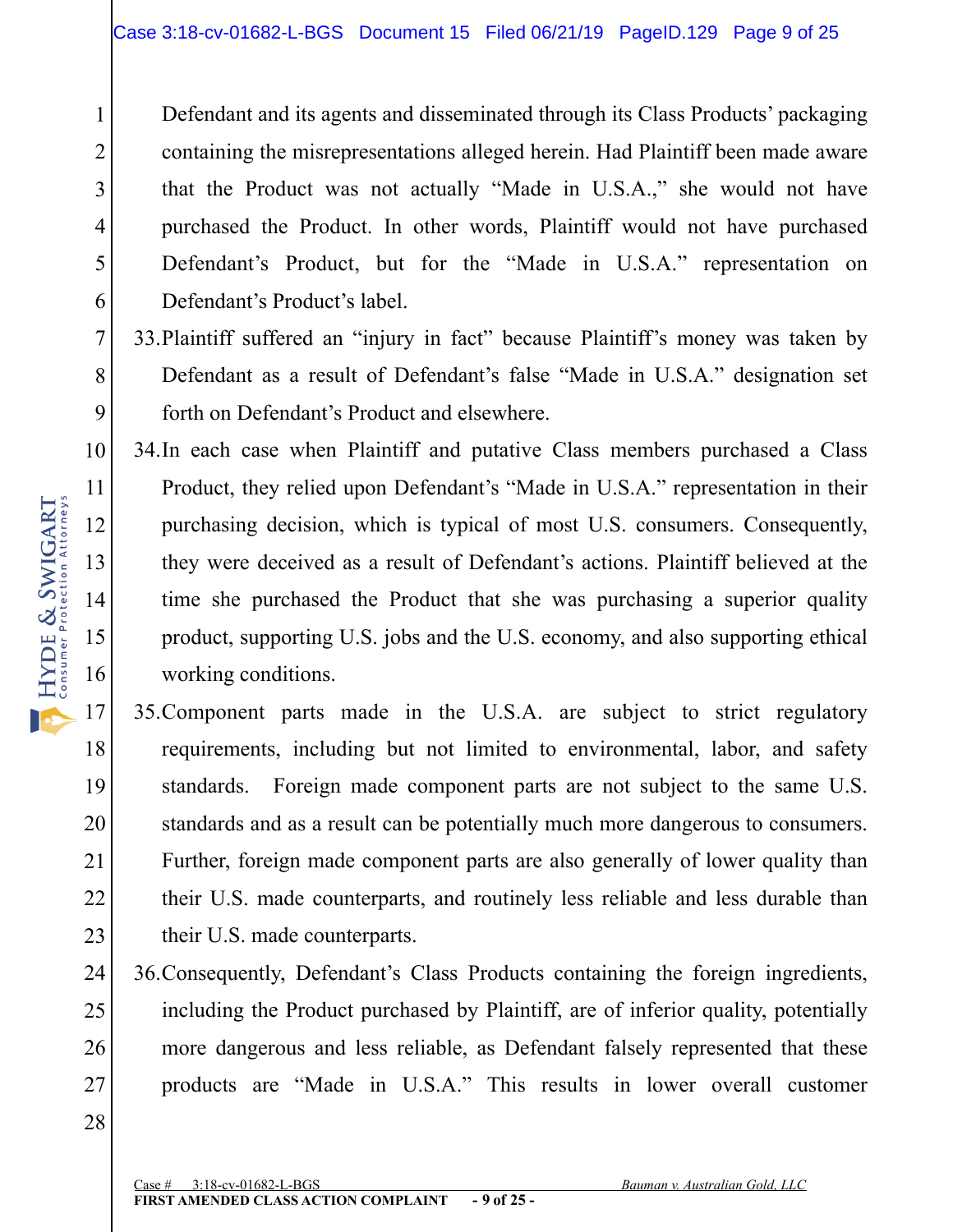Defendant and its agents and disseminated through its Class Products' packaging containing the misrepresentations alleged herein. Had Plaintiff been made aware that the Product was not actually "Made in U.S.A.," she would not have purchased the Product. In other words, Plaintiff would not have purchased Defendant's Product, but for the "Made in U.S.A." representation on Defendant's Product's label.

33. Plaintiff suffered an "injury in fact" because Plaintiff's money was taken by Defendant as a result of Defendant's false "Made in U.S.A." designation set forth on Defendant's Product and elsewhere.

34. In each case when Plaintiff and putative Class members purchased a Class Product, they relied upon Defendant's "Made in U.S.A." representation in their purchasing decision, which is typical of most U.S. consumers. Consequently, they were deceived as a result of Defendant's actions. Plaintiff believed at the time she purchased the Product that she was purchasing a superior quality product, supporting U.S. jobs and the U.S. economy, and also supporting ethical working conditions.

35. Component parts made in the U.S.A. are subject to strict regulatory requirements, including but not limited to environmental, labor, and safety standards. Foreign made component parts are not subject to the same U.S. standards and as a result can be potentially much more dangerous to consumers. Further, foreign made component parts are also generally of lower quality than their U.S. made counterparts, and routinely less reliable and less durable than their U.S. made counterparts.

36. Consequently, Defendant's Class Products containing the foreign ingredients, including the Product purchased by Plaintiff, are of inferior quality, potentially more dangerous and less reliable, as Defendant falsely represented that these products are "Made in U.S.A." This results in lower overall customer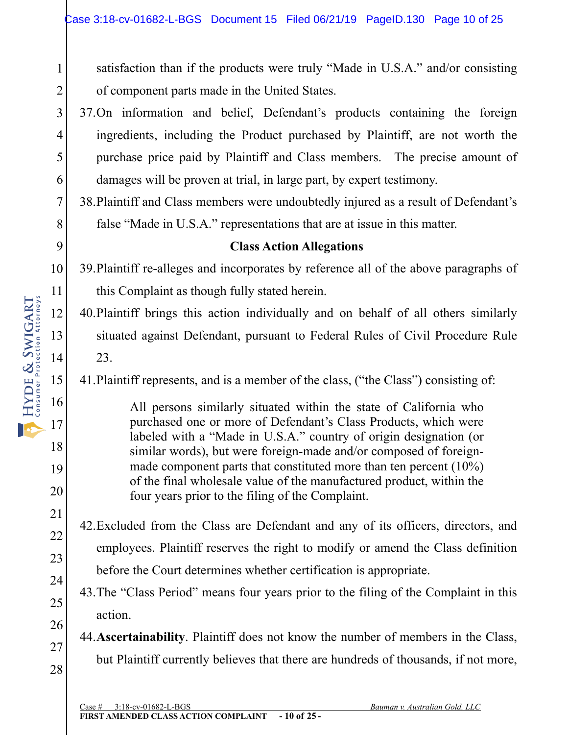satisfaction than if the products were truly "Made in U.S.A." and/or consisting of component parts made in the United States.

37. On information and belief, Defendant's products containing the foreign ingredients, including the Product purchased by Plaintiff, are not worth the purchase price paid by Plaintiff and Class members. The precise amount of damages will be proven at trial, in large part, by expert testimony.

38. Plaintiff and Class members were undoubtedly injured as a result of Defendant's false "Made in U.S.A." representations that are at issue in this matter.

**Class Action Allegations**

39. Plaintiff re-alleges and incorporates by reference all of the above paragraphs of this Complaint as though fully stated herein.

40. Plaintiff brings this action individually and on behalf of all others similarly situated against Defendant, pursuant to Federal Rules of Civil Procedure Rule 23.

41. Plaintiff represents, and is a member of the class, ("the Class") consisting of:

> All persons similarly situated within the state of California who purchased one or more of Defendant's Class Products, which were labeled with a "Made in U.S.A." country of origin designation (or similar words), but were foreign-made and/or composed of foreign-made component parts that constituted more than ten percent (10%) of the final wholesale value of the manufactured product, within the four years prior to the filing of the Complaint.

42. Excluded from the Class are Defendant and any of its officers, directors, and employees. Plaintiff reserves the right to modify or amend the Class definition before the Court determines whether certification is appropriate.

43. The "Class Period" means four years prior to the filing of the Complaint in this action.

44. **Ascertainability**. Plaintiff does not know the number of members in the Class, but Plaintiff currently believes that there are hundreds of thousands, if not more,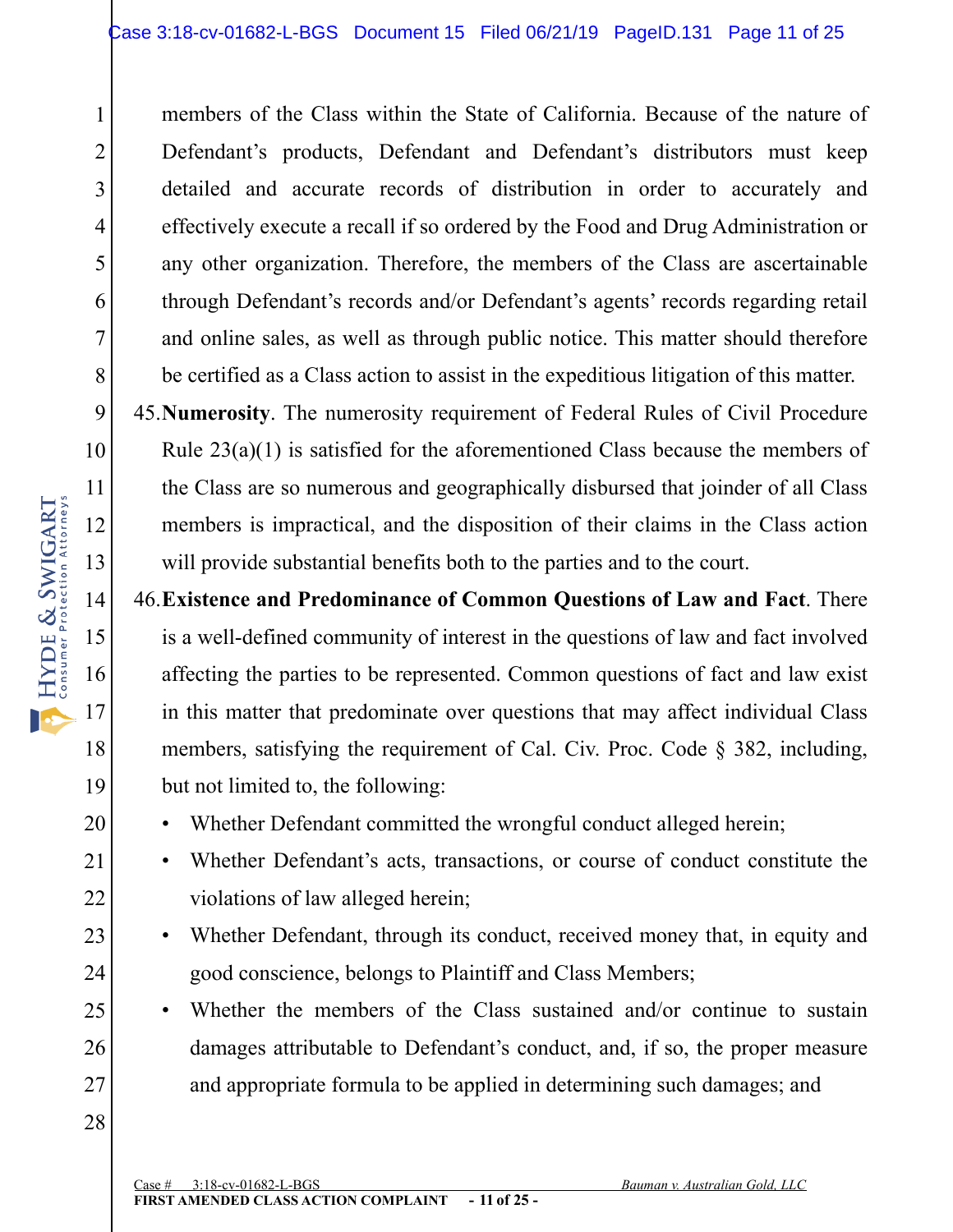members of the Class within the State of California. Because of the nature of Defendant's products, Defendant and Defendant's distributors must keep detailed and accurate records of distribution in order to accurately and effectively execute a recall if so ordered by the Food and Drug Administration or any other organization. Therefore, the members of the Class are ascertainable through Defendant's records and/or Defendant's agents' records regarding retail and online sales, as well as through public notice. This matter should therefore be certified as a Class action to assist in the expeditious litigation of this matter.

45. **Numerosity**. The numerosity requirement of Federal Rules of Civil Procedure Rule 23(a)(1) is satisfied for the aforementioned Class because the members of the Class are so numerous and geographically disbursed that joinder of all Class members is impractical, and the disposition of their claims in the Class action will provide substantial benefits both to the parties and to the court.

46. **Existence and Predominance of Common Questions of Law and Fact**. There is a well-defined community of interest in the questions of law and fact involved affecting the parties to be represented. Common questions of fact and law exist in this matter that predominate over questions that may affect individual Class members, satisfying the requirement of Cal. Civ. Proc. Code § 382, including, but not limited to, the following:

- Whether Defendant committed the wrongful conduct alleged herein;
- Whether Defendant's acts, transactions, or course of conduct constitute the violations of law alleged herein;
- Whether Defendant, through its conduct, received money that, in equity and good conscience, belongs to Plaintiff and Class Members;
- Whether the members of the Class sustained and/or continue to sustain damages attributable to Defendant's conduct, and, if so, the proper measure and appropriate formula to be applied in determining such damages; and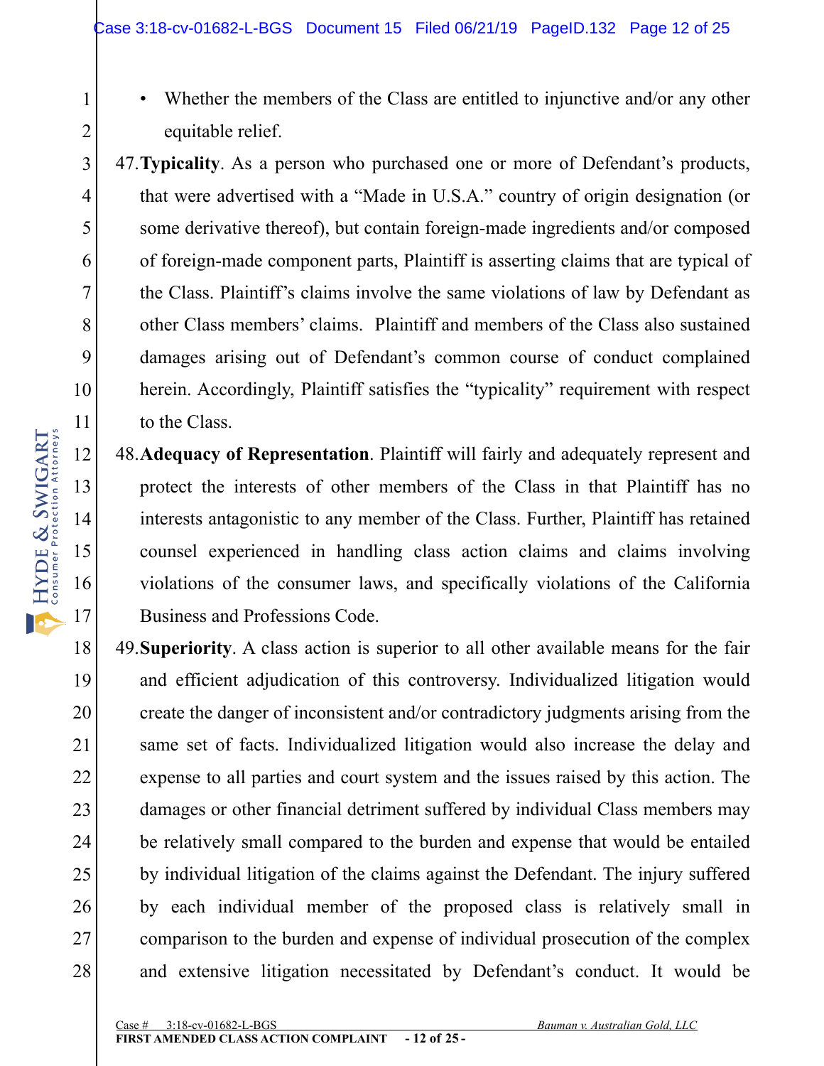- Whether the members of the Class are entitled to injunctive and/or any other equitable relief.

47. **Typicality**. As a person who purchased one or more of Defendant's products, that were advertised with a "Made in U.S.A." country of origin designation (or some derivative thereof), but contain foreign-made ingredients and/or composed of foreign-made component parts, Plaintiff is asserting claims that are typical of the Class. Plaintiff's claims involve the same violations of law by Defendant as other Class members' claims. Plaintiff and members of the Class also sustained damages arising out of Defendant's common course of conduct complained herein. Accordingly, Plaintiff satisfies the "typicality" requirement with respect to the Class.

48. **Adequacy of Representation**. Plaintiff will fairly and adequately represent and protect the interests of other members of the Class in that Plaintiff has no interests antagonistic to any member of the Class. Further, Plaintiff has retained counsel experienced in handling class action claims and claims involving violations of the consumer laws, and specifically violations of the California Business and Professions Code.

49. **Superiority**. A class action is superior to all other available means for the fair and efficient adjudication of this controversy. Individualized litigation would create the danger of inconsistent and/or contradictory judgments arising from the same set of facts. Individualized litigation would also increase the delay and expense to all parties and court system and the issues raised by this action. The damages or other financial detriment suffered by individual Class members may be relatively small compared to the burden and expense that would be entailed by individual litigation of the claims against the Defendant. The injury suffered by each individual member of the proposed class is relatively small in comparison to the burden and expense of individual prosecution of the complex and extensive litigation necessitated by Defendant's conduct. It would be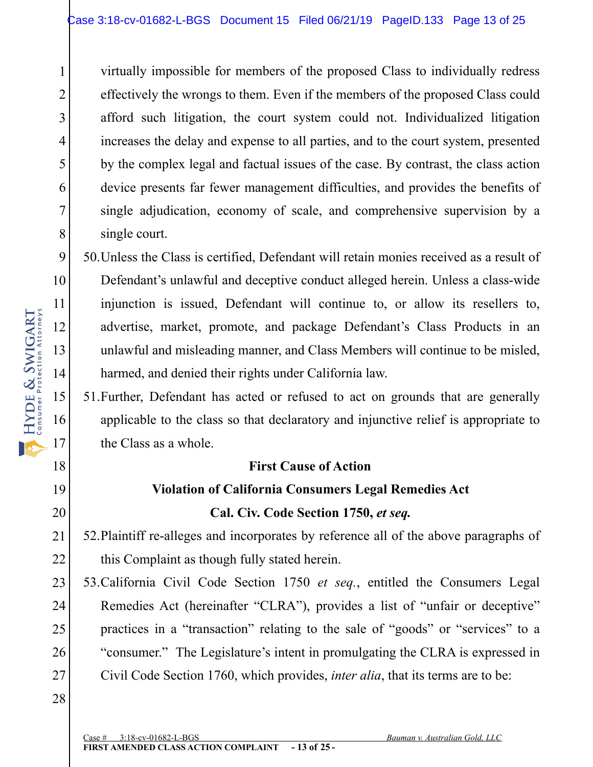virtually impossible for members of the proposed Class to individually redress effectively the wrongs to them. Even if the members of the proposed Class could afford such litigation, the court system could not. Individualized litigation increases the delay and expense to all parties, and to the court system, presented by the complex legal and factual issues of the case. By contrast, the class action device presents far fewer management difficulties, and provides the benefits of single adjudication, economy of scale, and comprehensive supervision by a single court.

50. Unless the Class is certified, Defendant will retain monies received as a result of Defendant's unlawful and deceptive conduct alleged herein. Unless a class-wide injunction is issued, Defendant will continue to, or allow its resellers to, advertise, market, promote, and package Defendant's Class Products in an unlawful and misleading manner, and Class Members will continue to be misled, harmed, and denied their rights under California law.

51. Further, Defendant has acted or refused to act on grounds that are generally applicable to the class so that declaratory and injunctive relief is appropriate to the Class as a whole.

**First Cause of Action**

**Violation of California Consumers Legal Remedies Act**

**Cal. Civ. Code Section 1750, *et seq.***

52. Plaintiff re-alleges and incorporates by reference all of the above paragraphs of this Complaint as though fully stated herein.

53. California Civil Code Section 1750 *et seq.*, entitled the Consumers Legal Remedies Act (hereinafter "CLRA"), provides a list of "unfair or deceptive" practices in a "transaction" relating to the sale of "goods" or "services" to a "consumer." The Legislature's intent in promulgating the CLRA is expressed in Civil Code Section 1760, which provides, *inter alia*, that its terms are to be: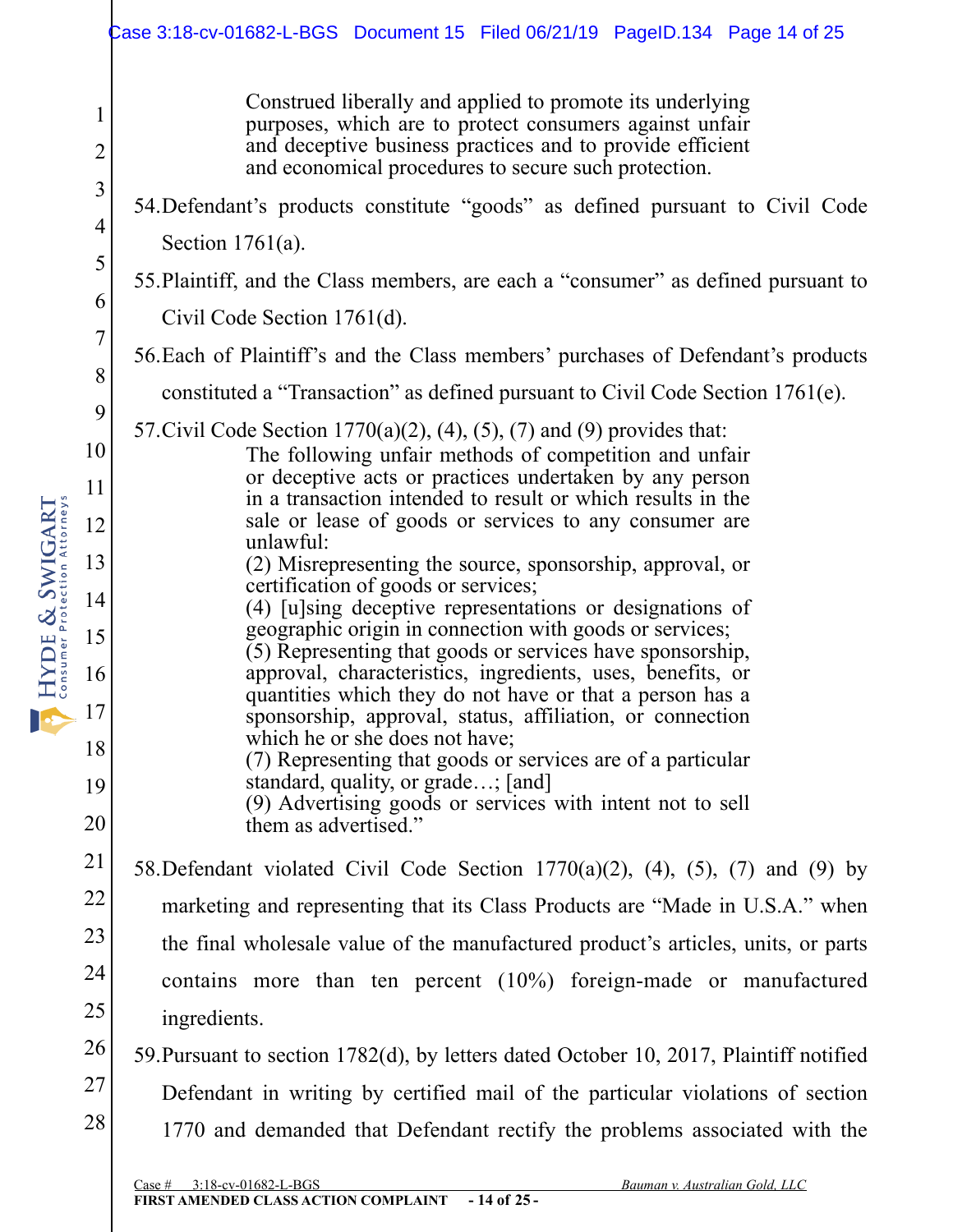> Construed liberally and applied to promote its underlying purposes, which are to protect consumers against unfair and deceptive business practices and to provide efficient and economical procedures to secure such protection.

54. Defendant's products constitute "goods" as defined pursuant to Civil Code Section 1761(a).

55. Plaintiff, and the Class members, are each a "consumer" as defined pursuant to Civil Code Section 1761(d).

56. Each of Plaintiff's and the Class members' purchases of Defendant's products constituted a "Transaction" as defined pursuant to Civil Code Section 1761(e).

57. Civil Code Section 1770(a)(2), (4), (5), (7) and (9) provides that:

> The following unfair methods of competition and unfair or deceptive acts or practices undertaken by any person in a transaction intended to result or which results in the sale or lease of goods or services to any consumer are unlawful:
>
> (2) Misrepresenting the source, sponsorship, approval, or certification of goods or services;
>
> (4) [u]sing deceptive representations or designations of geographic origin in connection with goods or services;
>
> (5) Representing that goods or services have sponsorship, approval, characteristics, ingredients, uses, benefits, or quantities which they do not have or that a person has a sponsorship, approval, status, affiliation, or connection which he or she does not have;
>
> (7) Representing that goods or services are of a particular standard, quality, or grade…; [and]
>
> (9) Advertising goods or services with intent not to sell them as advertised."

58. Defendant violated Civil Code Section 1770(a)(2), (4), (5), (7) and (9) by marketing and representing that its Class Products are "Made in U.S.A." when the final wholesale value of the manufactured product's articles, units, or parts contains more than ten percent (10%) foreign-made or manufactured ingredients.

59. Pursuant to section 1782(d), by letters dated October 10, 2017, Plaintiff notified Defendant in writing by certified mail of the particular violations of section 1770 and demanded that Defendant rectify the problems associated with the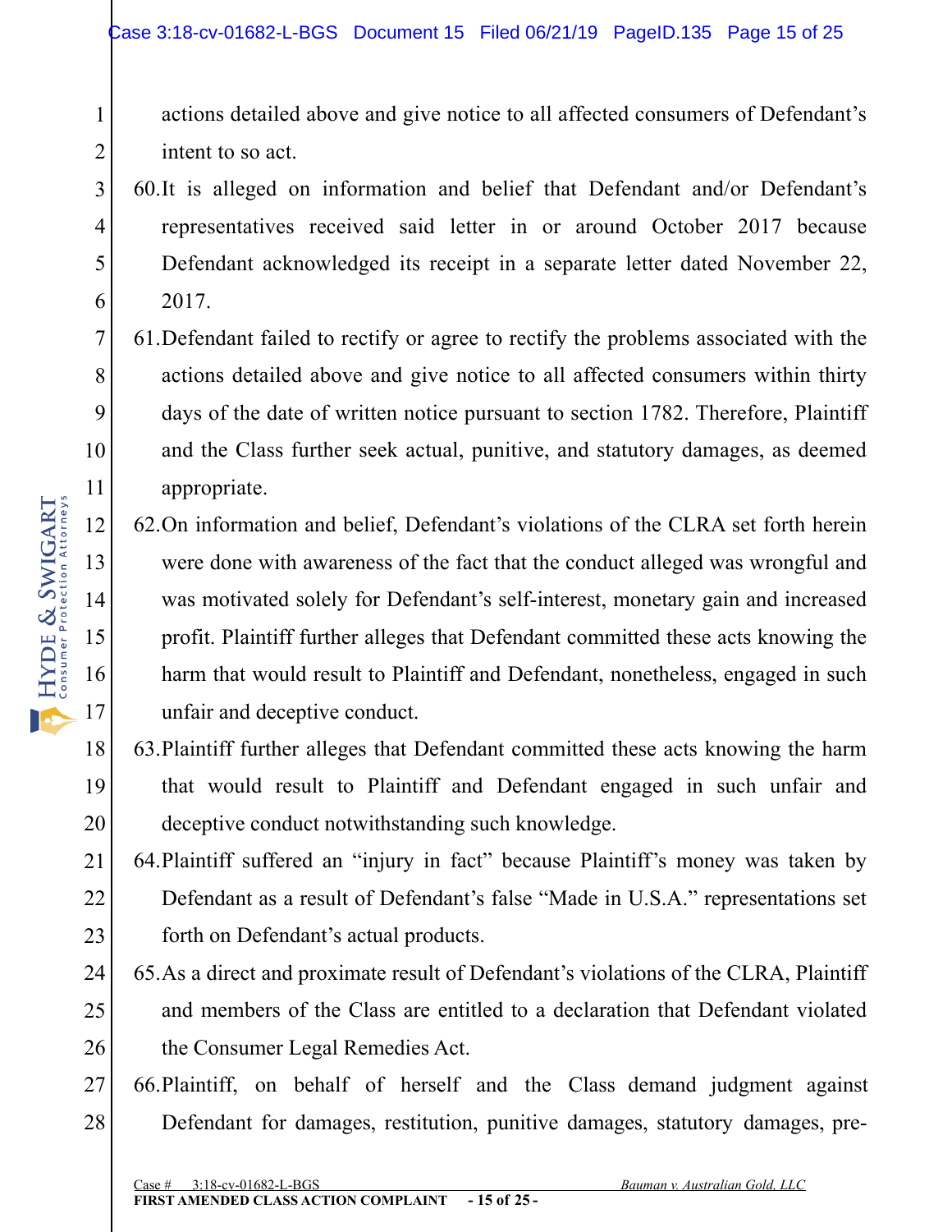actions detailed above and give notice to all affected consumers of Defendant's intent to so act.

60. It is alleged on information and belief that Defendant and/or Defendant's representatives received said letter in or around October 2017 because Defendant acknowledged its receipt in a separate letter dated November 22, 2017.

61. Defendant failed to rectify or agree to rectify the problems associated with the actions detailed above and give notice to all affected consumers within thirty days of the date of written notice pursuant to section 1782. Therefore, Plaintiff and the Class further seek actual, punitive, and statutory damages, as deemed appropriate.

62. On information and belief, Defendant's violations of the CLRA set forth herein were done with awareness of the fact that the conduct alleged was wrongful and was motivated solely for Defendant's self-interest, monetary gain and increased profit. Plaintiff further alleges that Defendant committed these acts knowing the harm that would result to Plaintiff and Defendant, nonetheless, engaged in such unfair and deceptive conduct.

63. Plaintiff further alleges that Defendant committed these acts knowing the harm that would result to Plaintiff and Defendant engaged in such unfair and deceptive conduct notwithstanding such knowledge.

64. Plaintiff suffered an "injury in fact" because Plaintiff's money was taken by Defendant as a result of Defendant's false "Made in U.S.A." representations set forth on Defendant's actual products.

65. As a direct and proximate result of Defendant's violations of the CLRA, Plaintiff and members of the Class are entitled to a declaration that Defendant violated the Consumer Legal Remedies Act.

66. Plaintiff, on behalf of herself and the Class demand judgment against Defendant for damages, restitution, punitive damages, statutory damages, pre-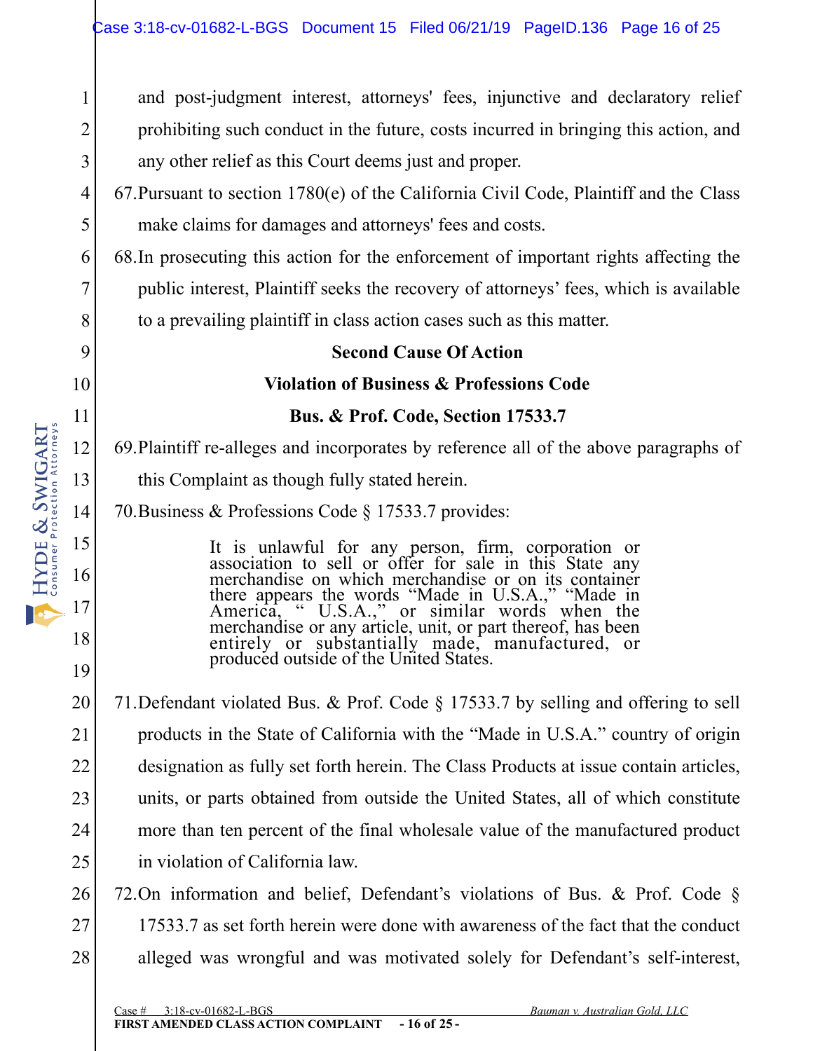and post-judgment interest, attorneys' fees, injunctive and declaratory relief prohibiting such conduct in the future, costs incurred in bringing this action, and any other relief as this Court deems just and proper.

67. Pursuant to section 1780(e) of the California Civil Code, Plaintiff and the Class make claims for damages and attorneys' fees and costs.

68. In prosecuting this action for the enforcement of important rights affecting the public interest, Plaintiff seeks the recovery of attorneys' fees, which is available to a prevailing plaintiff in class action cases such as this matter.

**Second Cause Of Action**

**Violation of Business & Professions Code**

**Bus. & Prof. Code, Section 17533.7**

69. Plaintiff re-alleges and incorporates by reference all of the above paragraphs of this Complaint as though fully stated herein.

70. Business & Professions Code § 17533.7 provides:

> It is unlawful for any person, firm, corporation or association to sell or offer for sale in this State any merchandise on which merchandise or on its container there appears the words "Made in U.S.A.," "Made in America," " U.S.A.," or similar words when the merchandise or any article, unit, or part thereof, has been entirely or substantially made, manufactured, or produced outside of the United States.

71. Defendant violated Bus. & Prof. Code § 17533.7 by selling and offering to sell products in the State of California with the "Made in U.S.A." country of origin designation as fully set forth herein. The Class Products at issue contain articles, units, or parts obtained from outside the United States, all of which constitute more than ten percent of the final wholesale value of the manufactured product in violation of California law.

72. On information and belief, Defendant's violations of Bus. & Prof. Code § 17533.7 as set forth herein were done with awareness of the fact that the conduct alleged was wrongful and was motivated solely for Defendant's self-interest,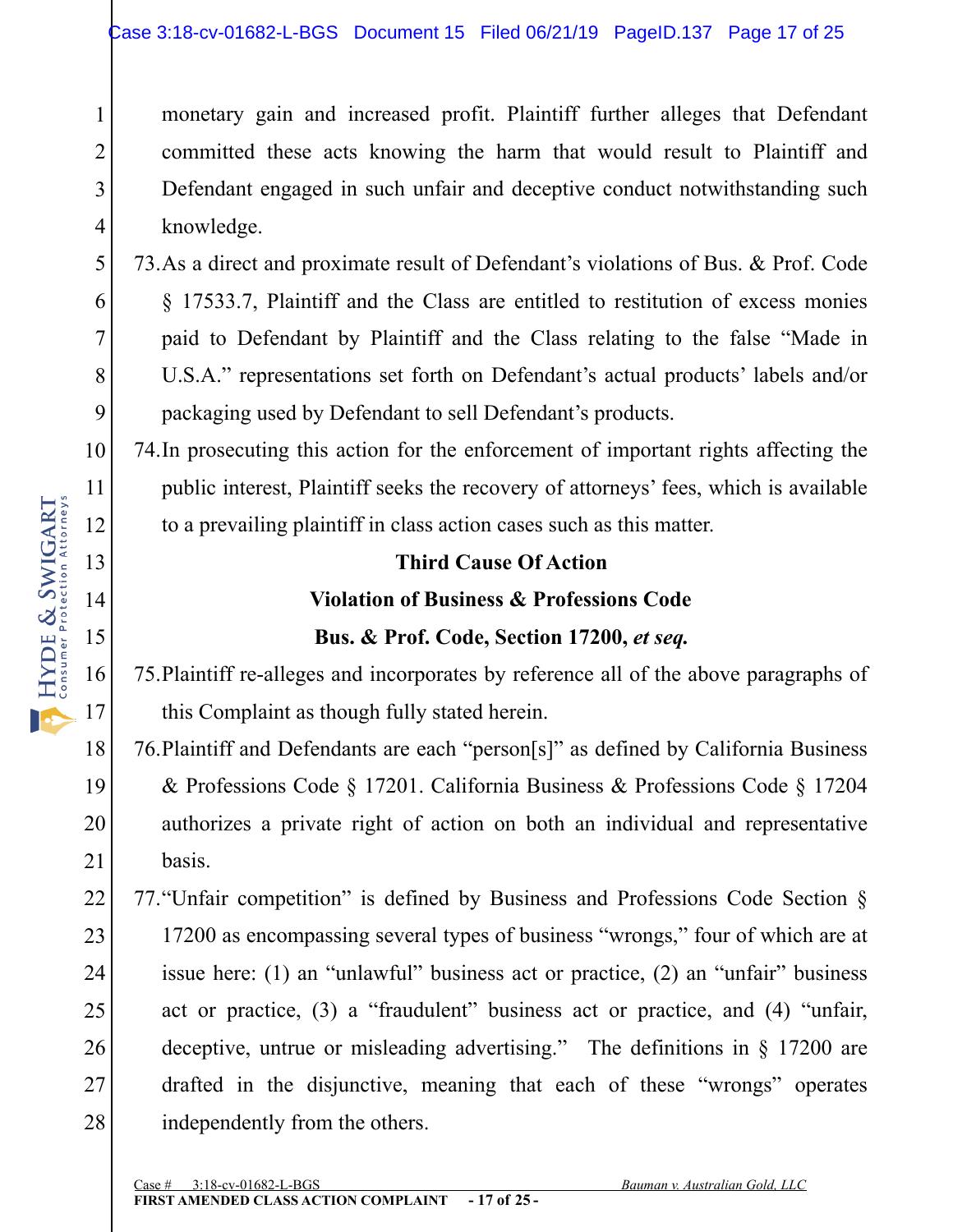monetary gain and increased profit. Plaintiff further alleges that Defendant committed these acts knowing the harm that would result to Plaintiff and Defendant engaged in such unfair and deceptive conduct notwithstanding such knowledge.

73. As a direct and proximate result of Defendant's violations of Bus. & Prof. Code § 17533.7, Plaintiff and the Class are entitled to restitution of excess monies paid to Defendant by Plaintiff and the Class relating to the false "Made in U.S.A." representations set forth on Defendant's actual products' labels and/or packaging used by Defendant to sell Defendant's products.

74. In prosecuting this action for the enforcement of important rights affecting the public interest, Plaintiff seeks the recovery of attorneys' fees, which is available to a prevailing plaintiff in class action cases such as this matter.

**Third Cause Of Action**

**Violation of Business & Professions Code**

**Bus. & Prof. Code, Section 17200, *et seq.***

75. Plaintiff re-alleges and incorporates by reference all of the above paragraphs of this Complaint as though fully stated herein.

76. Plaintiff and Defendants are each "person[s]" as defined by California Business & Professions Code § 17201. California Business & Professions Code § 17204 authorizes a private right of action on both an individual and representative basis.

77. "Unfair competition" is defined by Business and Professions Code Section § 17200 as encompassing several types of business "wrongs," four of which are at issue here: (1) an "unlawful" business act or practice, (2) an "unfair" business act or practice, (3) a "fraudulent" business act or practice, and (4) "unfair, deceptive, untrue or misleading advertising." The definitions in § 17200 are drafted in the disjunctive, meaning that each of these "wrongs" operates independently from the others.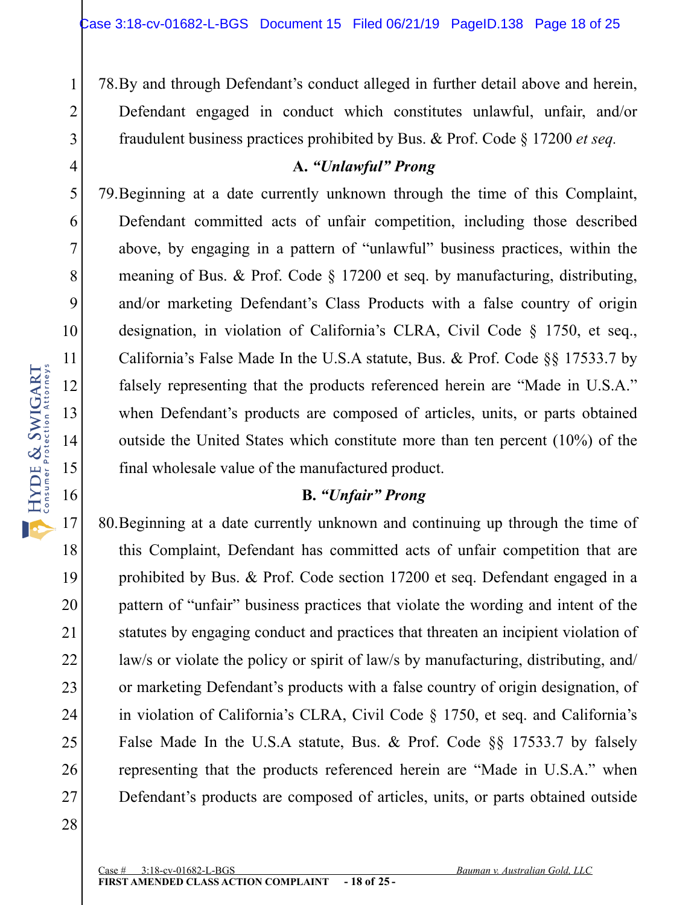78. By and through Defendant's conduct alleged in further detail above and herein, Defendant engaged in conduct which constitutes unlawful, unfair, and/or fraudulent business practices prohibited by Bus. & Prof. Code § 17200 *et seq.*

**A. *"Unlawful" Prong***

79. Beginning at a date currently unknown through the time of this Complaint, Defendant committed acts of unfair competition, including those described above, by engaging in a pattern of "unlawful" business practices, within the meaning of Bus. & Prof. Code § 17200 et seq. by manufacturing, distributing, and/or marketing Defendant's Class Products with a false country of origin designation, in violation of California's CLRA, Civil Code § 1750, et seq., California's False Made In the U.S.A statute, Bus. & Prof. Code §§ 17533.7 by falsely representing that the products referenced herein are "Made in U.S.A." when Defendant's products are composed of articles, units, or parts obtained outside the United States which constitute more than ten percent (10%) of the final wholesale value of the manufactured product.

**B. *"Unfair" Prong***

80. Beginning at a date currently unknown and continuing up through the time of this Complaint, Defendant has committed acts of unfair competition that are prohibited by Bus. & Prof. Code section 17200 et seq. Defendant engaged in a pattern of "unfair" business practices that violate the wording and intent of the statutes by engaging conduct and practices that threaten an incipient violation of law/s or violate the policy or spirit of law/s by manufacturing, distributing, and/or marketing Defendant's products with a false country of origin designation, of in violation of California's CLRA, Civil Code § 1750, et seq. and California's False Made In the U.S.A statute, Bus. & Prof. Code §§ 17533.7 by falsely representing that the products referenced herein are "Made in U.S.A." when Defendant's products are composed of articles, units, or parts obtained outside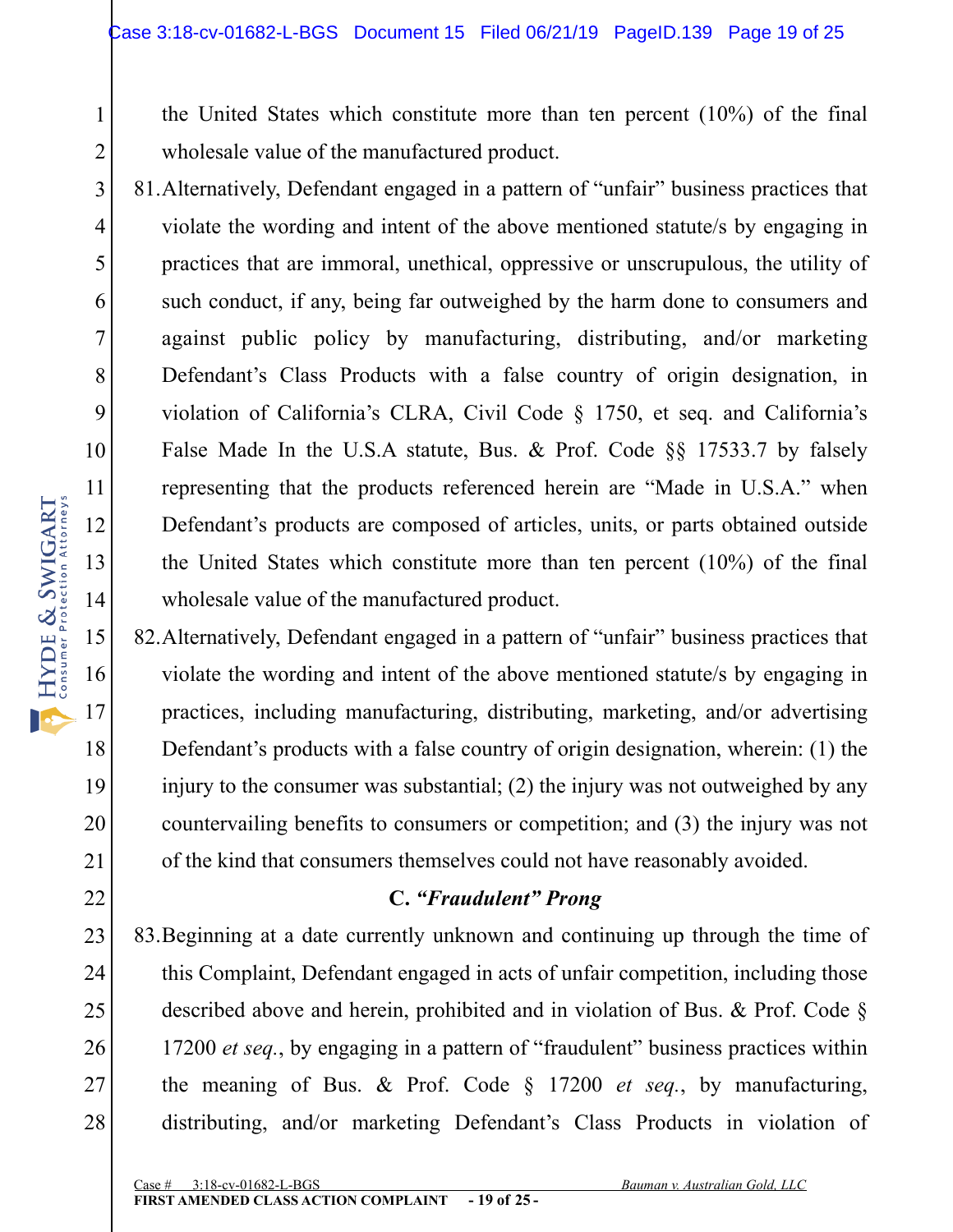the United States which constitute more than ten percent (10%) of the final wholesale value of the manufactured product.

81. Alternatively, Defendant engaged in a pattern of "unfair" business practices that violate the wording and intent of the above mentioned statute/s by engaging in practices that are immoral, unethical, oppressive or unscrupulous, the utility of such conduct, if any, being far outweighed by the harm done to consumers and against public policy by manufacturing, distributing, and/or marketing Defendant's Class Products with a false country of origin designation, in violation of California's CLRA, Civil Code § 1750, et seq. and California's False Made In the U.S.A statute, Bus. & Prof. Code §§ 17533.7 by falsely representing that the products referenced herein are "Made in U.S.A." when Defendant's products are composed of articles, units, or parts obtained outside the United States which constitute more than ten percent (10%) of the final wholesale value of the manufactured product.

82. Alternatively, Defendant engaged in a pattern of "unfair" business practices that violate the wording and intent of the above mentioned statute/s by engaging in practices, including manufacturing, distributing, marketing, and/or advertising Defendant's products with a false country of origin designation, wherein: (1) the injury to the consumer was substantial; (2) the injury was not outweighed by any countervailing benefits to consumers or competition; and (3) the injury was not of the kind that consumers themselves could not have reasonably avoided.

### C. *"Fraudulent" Prong*

83. Beginning at a date currently unknown and continuing up through the time of this Complaint, Defendant engaged in acts of unfair competition, including those described above and herein, prohibited and in violation of Bus. & Prof. Code § 17200 *et seq.*, by engaging in a pattern of "fraudulent" business practices within the meaning of Bus. & Prof. Code § 17200 *et seq.*, by manufacturing, distributing, and/or marketing Defendant's Class Products in violation of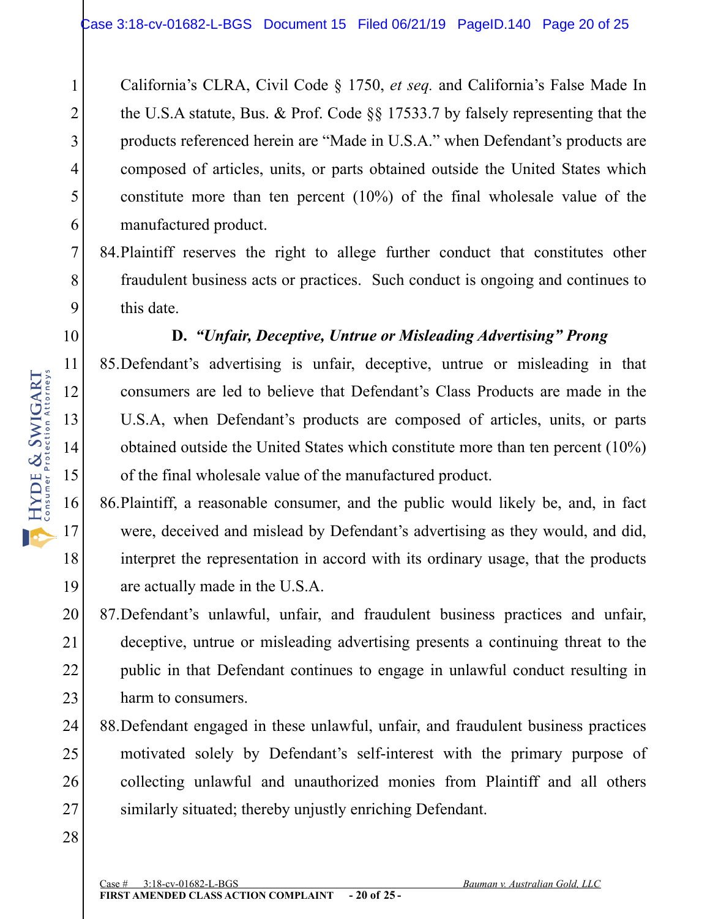California's CLRA, Civil Code § 1750, *et seq.* and California's False Made In the U.S.A statute, Bus. & Prof. Code §§ 17533.7 by falsely representing that the products referenced herein are "Made in U.S.A." when Defendant's products are composed of articles, units, or parts obtained outside the United States which constitute more than ten percent (10%) of the final wholesale value of the manufactured product.

84. Plaintiff reserves the right to allege further conduct that constitutes other fraudulent business acts or practices. Such conduct is ongoing and continues to this date.

### D. *"Unfair, Deceptive, Untrue or Misleading Advertising" Prong*

85. Defendant's advertising is unfair, deceptive, untrue or misleading in that consumers are led to believe that Defendant's Class Products are made in the U.S.A, when Defendant's products are composed of articles, units, or parts obtained outside the United States which constitute more than ten percent (10%) of the final wholesale value of the manufactured product.

86. Plaintiff, a reasonable consumer, and the public would likely be, and, in fact were, deceived and mislead by Defendant's advertising as they would, and did, interpret the representation in accord with its ordinary usage, that the products are actually made in the U.S.A.

87. Defendant's unlawful, unfair, and fraudulent business practices and unfair, deceptive, untrue or misleading advertising presents a continuing threat to the public in that Defendant continues to engage in unlawful conduct resulting in harm to consumers.

88. Defendant engaged in these unlawful, unfair, and fraudulent business practices motivated solely by Defendant's self-interest with the primary purpose of collecting unlawful and unauthorized monies from Plaintiff and all others similarly situated; thereby unjustly enriching Defendant.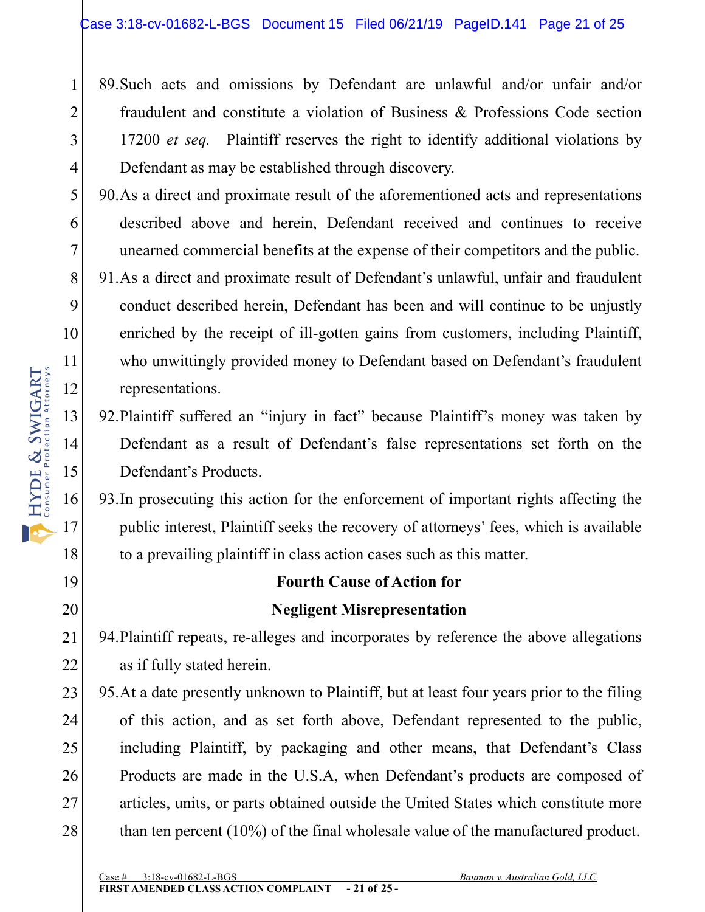89. Such acts and omissions by Defendant are unlawful and/or unfair and/or fraudulent and constitute a violation of Business & Professions Code section 17200 *et seq.* Plaintiff reserves the right to identify additional violations by Defendant as may be established through discovery.

90. As a direct and proximate result of the aforementioned acts and representations described above and herein, Defendant received and continues to receive unearned commercial benefits at the expense of their competitors and the public.

91. As a direct and proximate result of Defendant's unlawful, unfair and fraudulent conduct described herein, Defendant has been and will continue to be unjustly enriched by the receipt of ill-gotten gains from customers, including Plaintiff, who unwittingly provided money to Defendant based on Defendant's fraudulent representations.

92. Plaintiff suffered an "injury in fact" because Plaintiff's money was taken by Defendant as a result of Defendant's false representations set forth on the Defendant's Products.

93. In prosecuting this action for the enforcement of important rights affecting the public interest, Plaintiff seeks the recovery of attorneys' fees, which is available to a prevailing plaintiff in class action cases such as this matter.

**Fourth Cause of Action for**

**Negligent Misrepresentation**

94. Plaintiff repeats, re-alleges and incorporates by reference the above allegations as if fully stated herein.

95. At a date presently unknown to Plaintiff, but at least four years prior to the filing of this action, and as set forth above, Defendant represented to the public, including Plaintiff, by packaging and other means, that Defendant's Class Products are made in the U.S.A, when Defendant's products are composed of articles, units, or parts obtained outside the United States which constitute more than ten percent (10%) of the final wholesale value of the manufactured product.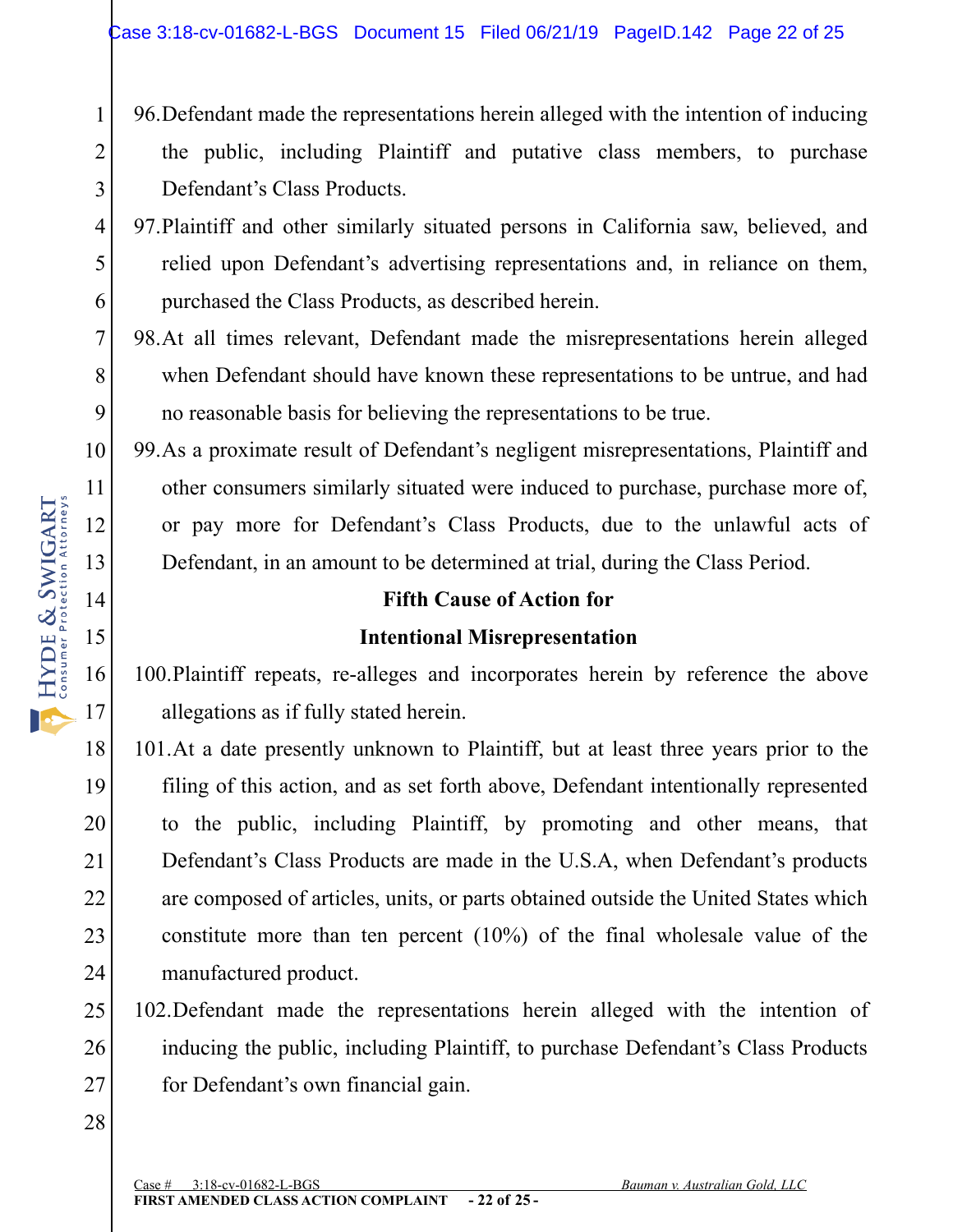96. Defendant made the representations herein alleged with the intention of inducing the public, including Plaintiff and putative class members, to purchase Defendant's Class Products.

97. Plaintiff and other similarly situated persons in California saw, believed, and relied upon Defendant's advertising representations and, in reliance on them, purchased the Class Products, as described herein.

98. At all times relevant, Defendant made the misrepresentations herein alleged when Defendant should have known these representations to be untrue, and had no reasonable basis for believing the representations to be true.

99. As a proximate result of Defendant's negligent misrepresentations, Plaintiff and other consumers similarly situated were induced to purchase, purchase more of, or pay more for Defendant's Class Products, due to the unlawful acts of Defendant, in an amount to be determined at trial, during the Class Period.

**Fifth Cause of Action for**

**Intentional Misrepresentation**

100. Plaintiff repeats, re-alleges and incorporates herein by reference the above allegations as if fully stated herein.

101. At a date presently unknown to Plaintiff, but at least three years prior to the filing of this action, and as set forth above, Defendant intentionally represented to the public, including Plaintiff, by promoting and other means, that Defendant's Class Products are made in the U.S.A, when Defendant's products are composed of articles, units, or parts obtained outside the United States which constitute more than ten percent (10%) of the final wholesale value of the manufactured product.

102. Defendant made the representations herein alleged with the intention of inducing the public, including Plaintiff, to purchase Defendant's Class Products for Defendant's own financial gain.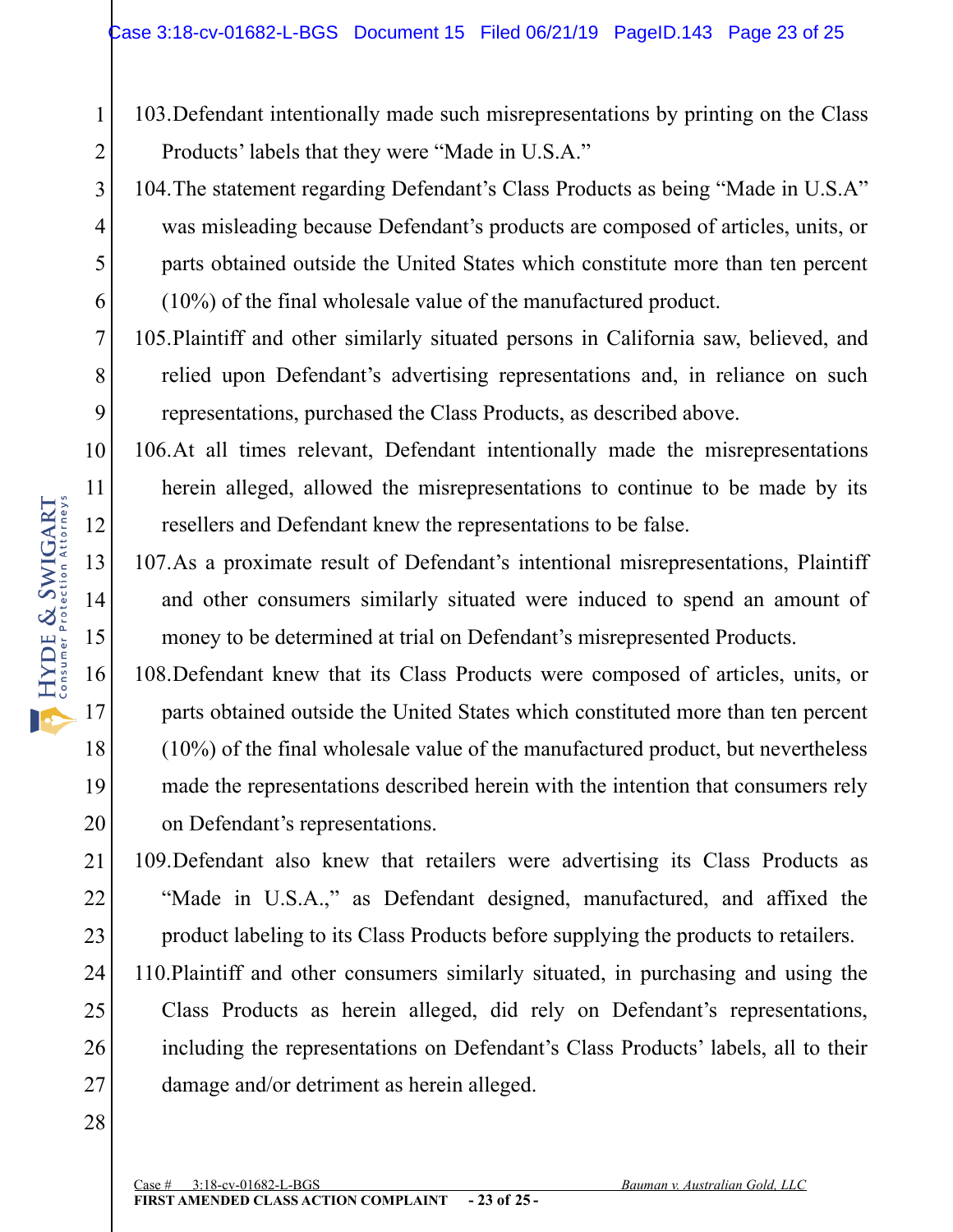103. Defendant intentionally made such misrepresentations by printing on the Class Products' labels that they were "Made in U.S.A."

104. The statement regarding Defendant's Class Products as being "Made in U.S.A" was misleading because Defendant's products are composed of articles, units, or parts obtained outside the United States which constitute more than ten percent (10%) of the final wholesale value of the manufactured product.

105. Plaintiff and other similarly situated persons in California saw, believed, and relied upon Defendant's advertising representations and, in reliance on such representations, purchased the Class Products, as described above.

106. At all times relevant, Defendant intentionally made the misrepresentations herein alleged, allowed the misrepresentations to continue to be made by its resellers and Defendant knew the representations to be false.

107. As a proximate result of Defendant's intentional misrepresentations, Plaintiff and other consumers similarly situated were induced to spend an amount of money to be determined at trial on Defendant's misrepresented Products.

108. Defendant knew that its Class Products were composed of articles, units, or parts obtained outside the United States which constituted more than ten percent (10%) of the final wholesale value of the manufactured product, but nevertheless made the representations described herein with the intention that consumers rely on Defendant's representations.

109. Defendant also knew that retailers were advertising its Class Products as "Made in U.S.A.," as Defendant designed, manufactured, and affixed the product labeling to its Class Products before supplying the products to retailers.

110. Plaintiff and other consumers similarly situated, in purchasing and using the Class Products as herein alleged, did rely on Defendant's representations, including the representations on Defendant's Class Products' labels, all to their damage and/or detriment as herein alleged.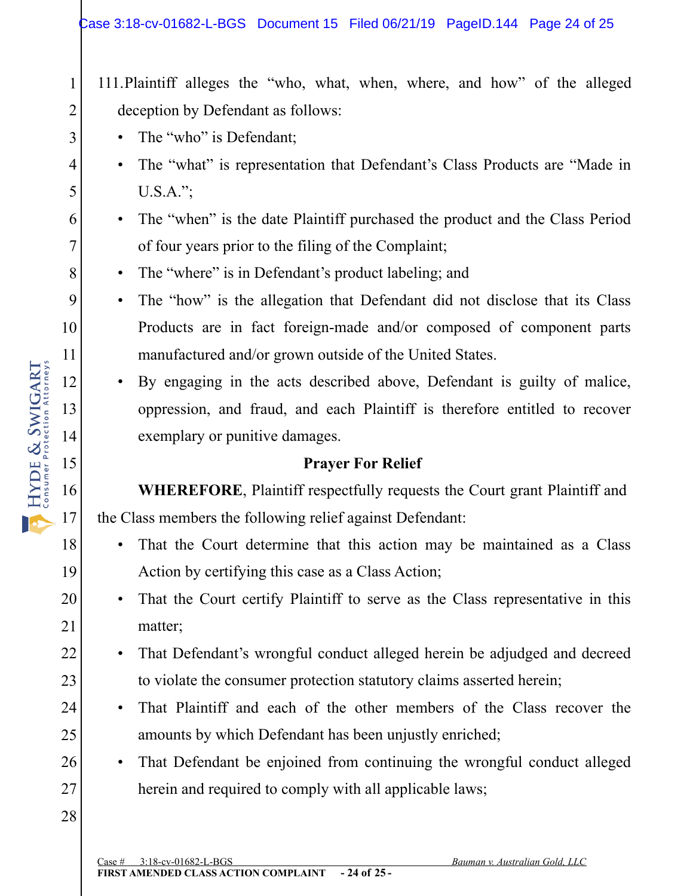111. Plaintiff alleges the "who, what, when, where, and how" of the alleged deception by Defendant as follows:

- The "who" is Defendant;
- The "what" is representation that Defendant's Class Products are "Made in U.S.A.";
- The "when" is the date Plaintiff purchased the product and the Class Period of four years prior to the filing of the Complaint;
- The "where" is in Defendant's product labeling; and
- The "how" is the allegation that Defendant did not disclose that its Class Products are in fact foreign-made and/or composed of component parts manufactured and/or grown outside of the United States.
- By engaging in the acts described above, Defendant is guilty of malice, oppression, and fraud, and each Plaintiff is therefore entitled to recover exemplary or punitive damages.

## Prayer For Relief

**WHEREFORE**, Plaintiff respectfully requests the Court grant Plaintiff and the Class members the following relief against Defendant:

- That the Court determine that this action may be maintained as a Class Action by certifying this case as a Class Action;
- That the Court certify Plaintiff to serve as the Class representative in this matter;
- That Defendant's wrongful conduct alleged herein be adjudged and decreed to violate the consumer protection statutory claims asserted herein;
- That Plaintiff and each of the other members of the Class recover the amounts by which Defendant has been unjustly enriched;
- That Defendant be enjoined from continuing the wrongful conduct alleged herein and required to comply with all applicable laws;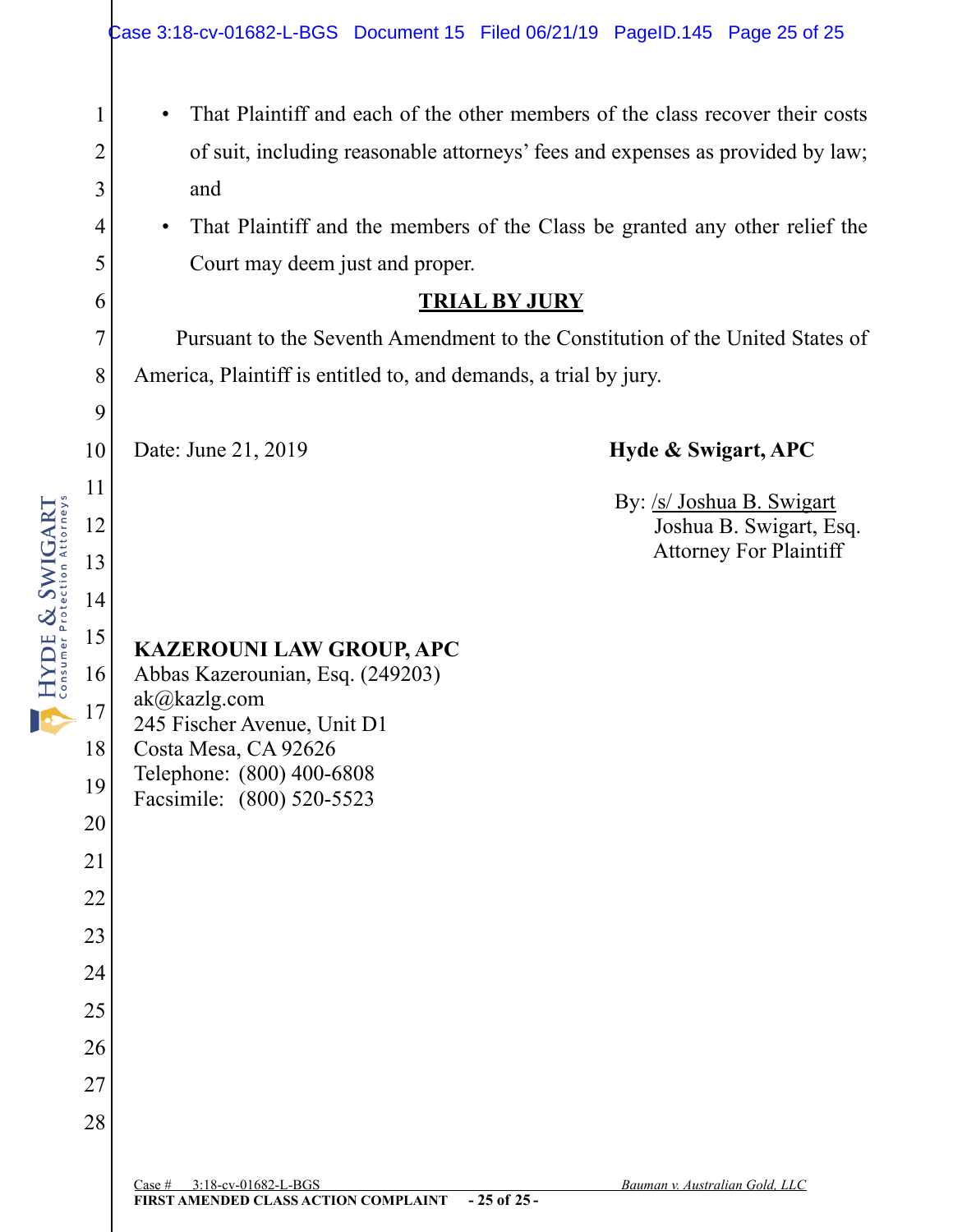- That Plaintiff and each of the other members of the class recover their costs of suit, including reasonable attorneys' fees and expenses as provided by law; and
- That Plaintiff and the members of the Class be granted any other relief the Court may deem just and proper.

## TRIAL BY JURY

Pursuant to the Seventh Amendment to the Constitution of the United States of America, Plaintiff is entitled to, and demands, a trial by jury.

Date: June 21, 2019

**Hyde & Swigart, APC**

By: /s/ Joshua B. Swigart
Joshua B. Swigart, Esq.
Attorney For Plaintiff

**KAZEROUNI LAW GROUP, APC**
Abbas Kazerounian, Esq. (249203)
ak@kazlg.com
245 Fischer Avenue, Unit D1
Costa Mesa, CA 92626
Telephone: (800) 400-6808
Facsimile: (800) 520-5523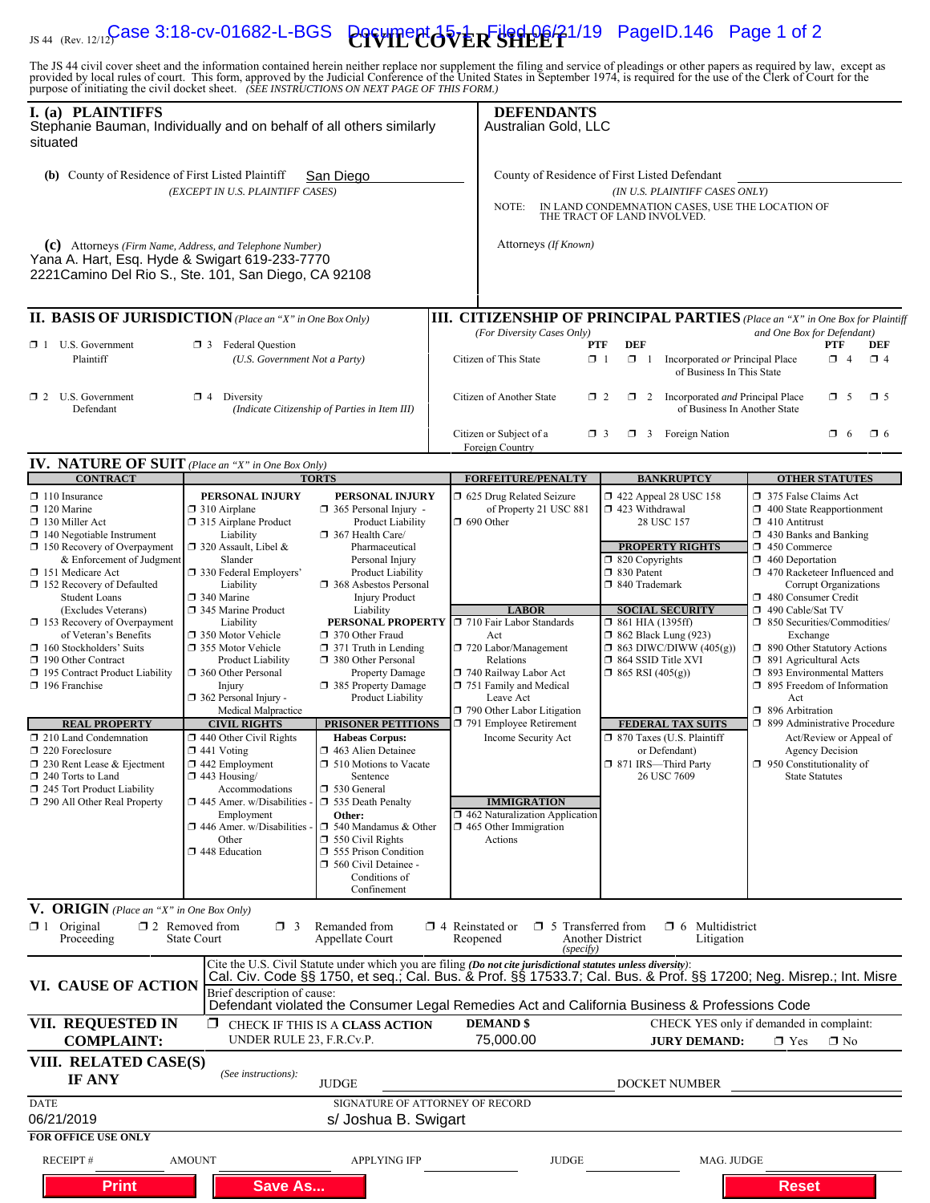JS 44 (Rev. 12/12)

# CIVIL COVER SHEET

The JS 44 civil cover sheet and the information contained herein neither replace nor supplement the filing and service of pleadings or other papers as required by law, except as provided by local rules of court. This form, approved by the Judicial Conference of the United States in September 1974, is required for the use of the Clerk of Court for the purpose of initiating the civil docket sheet. *(SEE INSTRUCTIONS ON NEXT PAGE OF THIS FORM.)*

## I. (a) PLAINTIFFS

Stephanie Bauman, Individually and on behalf of all others similarly situated

**(b)** County of Residence of First Listed Plaintiff: San Diego
*(EXCEPT IN U.S. PLAINTIFF CASES)*

**(c)** Attorneys *(Firm Name, Address, and Telephone Number)*
Yana A. Hart, Esq. Hyde & Swigart 619-233-7770
2221Camino Del Rio S., Ste. 101, San Diego, CA 92108

## DEFENDANTS

Australian Gold, LLC

County of Residence of First Listed Defendant: 
*(IN U.S. PLAINTIFF CASES ONLY)*

NOTE: IN LAND CONDEMNATION CASES, USE THE LOCATION OF THE TRACT OF LAND INVOLVED.

Attorneys *(If Known)*

## II. BASIS OF JURISDICTION *(Place an "X" in One Box Only)*

- ☐ 1 U.S. Government Plaintiff
- ☐ 3 Federal Question *(U.S. Government Not a Party)*
- ☐ 2 U.S. Government Defendant
- ☐ 4 Diversity *(Indicate Citizenship of Parties in Item III)*

## III. CITIZENSHIP OF PRINCIPAL PARTIES *(Place an "X" in One Box for Plaintiff and One Box for Defendant)* *(For Diversity Cases Only)*

| | PTF | DEF | | PTF | DEF |
|---|---|---|---|---|---|
| Citizen of This State | ☐ 1 | ☐ 1 | Incorporated *or* Principal Place of Business In This State | ☐ 4 | ☐ 4 |
| Citizen of Another State | ☐ 2 | ☐ 2 | Incorporated *and* Principal Place of Business In Another State | ☐ 5 | ☐ 5 |
| Citizen or Subject of a Foreign Country | ☐ 3 | ☐ 3 | Foreign Nation | ☐ 6 | ☐ 6 |

## IV. NATURE OF SUIT *(Place an "X" in One Box Only)*

**CONTRACT**
- ☐ 110 Insurance
- ☐ 120 Marine
- ☐ 130 Miller Act
- ☐ 140 Negotiable Instrument
- ☐ 150 Recovery of Overpayment & Enforcement of Judgment
- ☐ 151 Medicare Act
- ☐ 152 Recovery of Defaulted Student Loans (Excludes Veterans)
- ☐ 153 Recovery of Overpayment of Veteran's Benefits
- ☐ 160 Stockholders' Suits
- ☐ 190 Other Contract
- ☐ 195 Contract Product Liability
- ☐ 196 Franchise

**REAL PROPERTY**
- ☐ 210 Land Condemnation
- ☐ 220 Foreclosure
- ☐ 230 Rent Lease & Ejectment
- ☐ 240 Torts to Land
- ☐ 245 Tort Product Liability
- ☐ 290 All Other Real Property

**TORTS**

*PERSONAL INJURY*
- ☐ 310 Airplane
- ☐ 315 Airplane Product Liability
- ☐ 320 Assault, Libel & Slander
- ☐ 330 Federal Employers' Liability
- ☐ 340 Marine
- ☐ 345 Marine Product Liability
- ☐ 350 Motor Vehicle
- ☐ 355 Motor Vehicle Product Liability
- ☐ 360 Other Personal Injury
- ☐ 362 Personal Injury - Medical Malpractice

*PERSONAL INJURY*
- ☐ 365 Personal Injury - Product Liability
- ☐ 367 Health Care/ Pharmaceutical Personal Injury Product Liability
- ☐ 368 Asbestos Personal Injury Product Liability

*PERSONAL PROPERTY*
- ☐ 370 Other Fraud
- ☐ 371 Truth in Lending
- ☐ 380 Other Personal Property Damage
- ☐ 385 Property Damage Product Liability

**CIVIL RIGHTS**
- ☐ 440 Other Civil Rights
- ☐ 441 Voting
- ☐ 442 Employment
- ☐ 443 Housing/ Accommodations
- ☐ 445 Amer. w/Disabilities - Employment
- ☐ 446 Amer. w/Disabilities - Other
- ☐ 448 Education

**PRISONER PETITIONS**

*Habeas Corpus:*
- ☐ 463 Alien Detainee
- ☐ 510 Motions to Vacate Sentence
- ☐ 530 General
- ☐ 535 Death Penalty

*Other:*
- ☐ 540 Mandamus & Other
- ☐ 550 Civil Rights
- ☐ 555 Prison Condition
- ☐ 560 Civil Detainee - Conditions of Confinement

**FORFEITURE/PENALTY**
- ☐ 625 Drug Related Seizure of Property 21 USC 881
- ☐ 690 Other

**LABOR**
- ☐ 710 Fair Labor Standards Act
- ☐ 720 Labor/Management Relations
- ☐ 740 Railway Labor Act
- ☐ 751 Family and Medical Leave Act
- ☐ 790 Other Labor Litigation
- ☐ 791 Employee Retirement Income Security Act

**IMMIGRATION**
- ☐ 462 Naturalization Application
- ☐ 465 Other Immigration Actions

**BANKRUPTCY**
- ☐ 422 Appeal 28 USC 158
- ☐ 423 Withdrawal 28 USC 157

**PROPERTY RIGHTS**
- ☐ 820 Copyrights
- ☐ 830 Patent
- ☐ 840 Trademark

**SOCIAL SECURITY**
- ☐ 861 HIA (1395ff)
- ☐ 862 Black Lung (923)
- ☐ 863 DIWC/DIWW (405(g))
- ☐ 864 SSID Title XVI
- ☐ 865 RSI (405(g))

**FEDERAL TAX SUITS**
- ☐ 870 Taxes (U.S. Plaintiff or Defendant)
- ☐ 871 IRS—Third Party 26 USC 7609

**OTHER STATUTES**
- ☐ 375 False Claims Act
- ☐ 400 State Reapportionment
- ☐ 410 Antitrust
- ☐ 430 Banks and Banking
- ☐ 450 Commerce
- ☐ 460 Deportation
- ☐ 470 Racketeer Influenced and Corrupt Organizations
- ☐ 480 Consumer Credit
- ☐ 490 Cable/Sat TV
- ☐ 850 Securities/Commodities/ Exchange
- ☐ 890 Other Statutory Actions
- ☐ 891 Agricultural Acts
- ☐ 893 Environmental Matters
- ☐ 895 Freedom of Information Act
- ☐ 896 Arbitration
- ☐ 899 Administrative Procedure Act/Review or Appeal of Agency Decision
- ☐ 950 Constitutionality of State Statutes

## V. ORIGIN *(Place an "X" in One Box Only)*

- ☐ 1 Original Proceeding
- ☐ 2 Removed from State Court
- ☐ 3 Remanded from Appellate Court
- ☐ 4 Reinstated or Reopened
- ☐ 5 Transferred from Another District *(specify)*
- ☐ 6 Multidistrict Litigation

## VI. CAUSE OF ACTION

Cite the U.S. Civil Statute under which you are filing *(Do not cite jurisdictional statutes unless diversity)*:
Cal. Civ. Code §§ 1750, et seq.; Cal. Bus. & Prof. §§ 17533.7; Cal. Bus. & Prof. §§ 17200; Neg. Misrep.; Int. Misre

Brief description of cause:
Defendant violated the Consumer Legal Remedies Act and California Business & Professions Code

## VII. REQUESTED IN COMPLAINT:

☐ CHECK IF THIS IS A **CLASS ACTION** UNDER RULE 23, F.R.Cv.P.

**DEMAND $** 75,000.00

CHECK YES only if demanded in complaint: **JURY DEMAND:** ☐ Yes ☐ No

## VIII. RELATED CASE(S) IF ANY

*(See instructions):* JUDGE ______ DOCKET NUMBER ______

DATE: 06/21/2019

SIGNATURE OF ATTORNEY OF RECORD: s/ Joshua B. Swigart

**FOR OFFICE USE ONLY**

RECEIPT # ______ AMOUNT ______ APPLYING IFP ______ JUDGE ______ MAG. JUDGE ______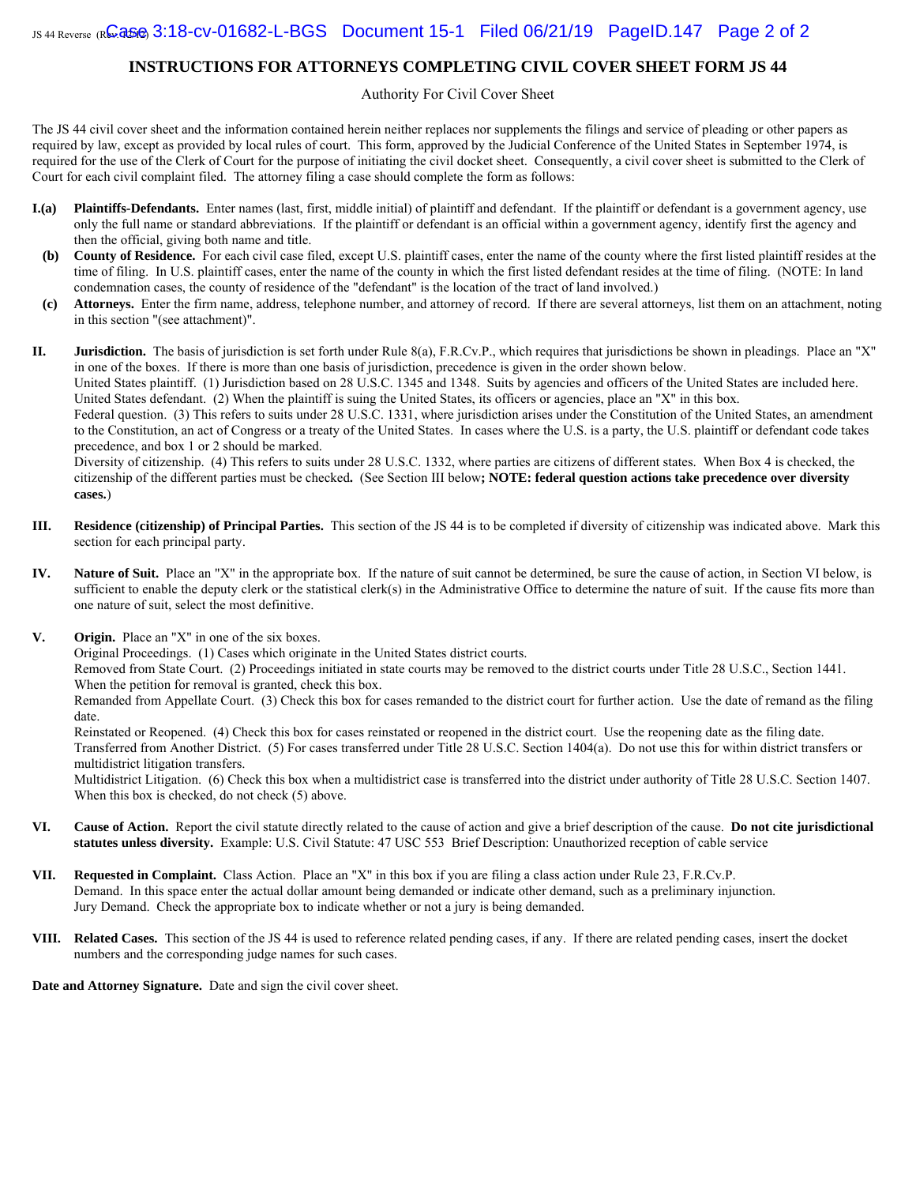# INSTRUCTIONS FOR ATTORNEYS COMPLETING CIVIL COVER SHEET FORM JS 44

Authority For Civil Cover Sheet

The JS 44 civil cover sheet and the information contained herein neither replaces nor supplements the filings and service of pleading or other papers as required by law, except as provided by local rules of court. This form, approved by the Judicial Conference of the United States in September 1974, is required for the use of the Clerk of Court for the purpose of initiating the civil docket sheet. Consequently, a civil cover sheet is submitted to the Clerk of Court for each civil complaint filed. The attorney filing a case should complete the form as follows:

**I.(a)** **Plaintiffs-Defendants.** Enter names (last, first, middle initial) of plaintiff and defendant. If the plaintiff or defendant is a government agency, use only the full name or standard abbreviations. If the plaintiff or defendant is an official within a government agency, identify first the agency and then the official, giving both name and title.

**(b)** **County of Residence.** For each civil case filed, except U.S. plaintiff cases, enter the name of the county where the first listed plaintiff resides at the time of filing. In U.S. plaintiff cases, enter the name of the county in which the first listed defendant resides at the time of filing. (NOTE: In land condemnation cases, the county of residence of the "defendant" is the location of the tract of land involved.)

**(c)** **Attorneys.** Enter the firm name, address, telephone number, and attorney of record. If there are several attorneys, list them on an attachment, noting in this section "(see attachment)".

**II.** **Jurisdiction.** The basis of jurisdiction is set forth under Rule 8(a), F.R.Cv.P., which requires that jurisdictions be shown in pleadings. Place an "X" in one of the boxes. If there is more than one basis of jurisdiction, precedence is given in the order shown below.
United States plaintiff. (1) Jurisdiction based on 28 U.S.C. 1345 and 1348. Suits by agencies and officers of the United States are included here.
United States defendant. (2) When the plaintiff is suing the United States, its officers or agencies, place an "X" in this box.
Federal question. (3) This refers to suits under 28 U.S.C. 1331, where jurisdiction arises under the Constitution of the United States, an amendment to the Constitution, an act of Congress or a treaty of the United States. In cases where the U.S. is a party, the U.S. plaintiff or defendant code takes precedence, and box 1 or 2 should be marked.
Diversity of citizenship. (4) This refers to suits under 28 U.S.C. 1332, where parties are citizens of different states. When Box 4 is checked, the citizenship of the different parties must be checked**.** (See Section III below**; NOTE: federal question actions take precedence over diversity cases.**)

**III.** **Residence (citizenship) of Principal Parties.** This section of the JS 44 is to be completed if diversity of citizenship was indicated above. Mark this section for each principal party.

**IV.** **Nature of Suit.** Place an "X" in the appropriate box. If the nature of suit cannot be determined, be sure the cause of action, in Section VI below, is sufficient to enable the deputy clerk or the statistical clerk(s) in the Administrative Office to determine the nature of suit. If the cause fits more than one nature of suit, select the most definitive.

**V.** **Origin.** Place an "X" in one of the six boxes.
Original Proceedings. (1) Cases which originate in the United States district courts.
Removed from State Court. (2) Proceedings initiated in state courts may be removed to the district courts under Title 28 U.S.C., Section 1441. When the petition for removal is granted, check this box.
Remanded from Appellate Court. (3) Check this box for cases remanded to the district court for further action. Use the date of remand as the filing date.
Reinstated or Reopened. (4) Check this box for cases reinstated or reopened in the district court. Use the reopening date as the filing date.
Transferred from Another District. (5) For cases transferred under Title 28 U.S.C. Section 1404(a). Do not use this for within district transfers or multidistrict litigation transfers.
Multidistrict Litigation. (6) Check this box when a multidistrict case is transferred into the district under authority of Title 28 U.S.C. Section 1407. When this box is checked, do not check (5) above.

**VI.** **Cause of Action.** Report the civil statute directly related to the cause of action and give a brief description of the cause. **Do not cite jurisdictional statutes unless diversity.** Example: U.S. Civil Statute: 47 USC 553 Brief Description: Unauthorized reception of cable service

**VII.** **Requested in Complaint.** Class Action. Place an "X" in this box if you are filing a class action under Rule 23, F.R.Cv.P.
Demand. In this space enter the actual dollar amount being demanded or indicate other demand, such as a preliminary injunction.
Jury Demand. Check the appropriate box to indicate whether or not a jury is being demanded.

**VIII.** **Related Cases.** This section of the JS 44 is used to reference related pending cases, if any. If there are related pending cases, insert the docket numbers and the corresponding judge names for such cases.

**Date and Attorney Signature.** Date and sign the civil cover sheet.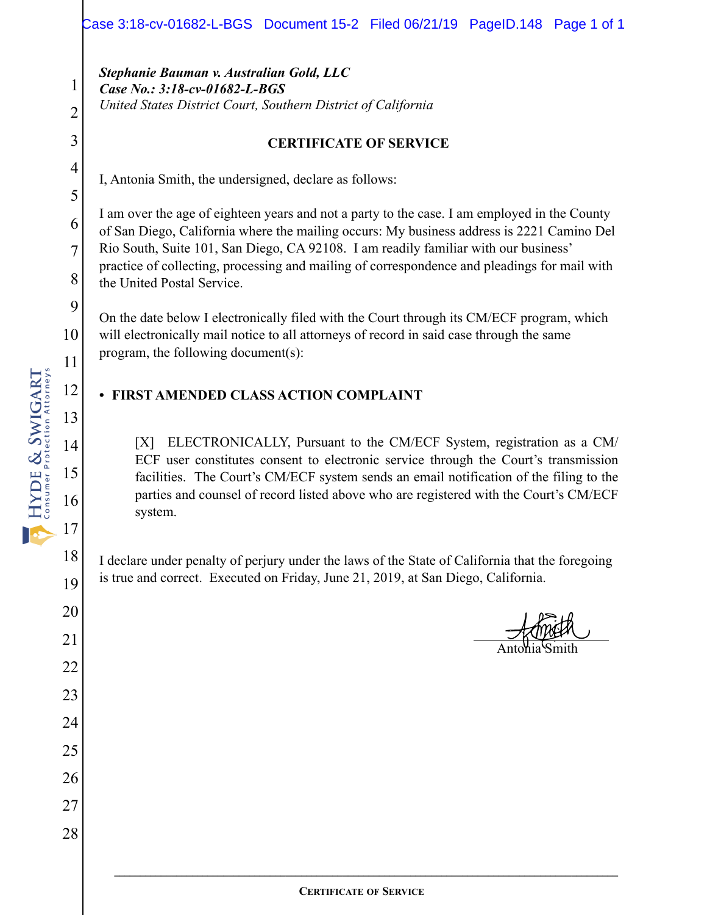*Stephanie Bauman v. Australian Gold, LLC*
***Case No.: 3:18-cv-01682-L-BGS***
*United States District Court, Southern District of California*

**CERTIFICATE OF SERVICE**

I, Antonia Smith, the undersigned, declare as follows:

I am over the age of eighteen years and not a party to the case. I am employed in the County of San Diego, California where the mailing occurs: My business address is 2221 Camino Del Rio South, Suite 101, San Diego, CA 92108. I am readily familiar with our business' practice of collecting, processing and mailing of correspondence and pleadings for mail with the United Postal Service.

On the date below I electronically filed with the Court through its CM/ECF program, which will electronically mail notice to all attorneys of record in said case through the same program, the following document(s):

- **FIRST AMENDED CLASS ACTION COMPLAINT**

[X] ELECTRONICALLY, Pursuant to the CM/ECF System, registration as a CM/ECF user constitutes consent to electronic service through the Court's transmission facilities. The Court's CM/ECF system sends an email notification of the filing to the parties and counsel of record listed above who are registered with the Court's CM/ECF system.

I declare under penalty of perjury under the laws of the State of California that the foregoing is true and correct. Executed on Friday, June 21, 2019, at San Diego, California.

Antonia Smith